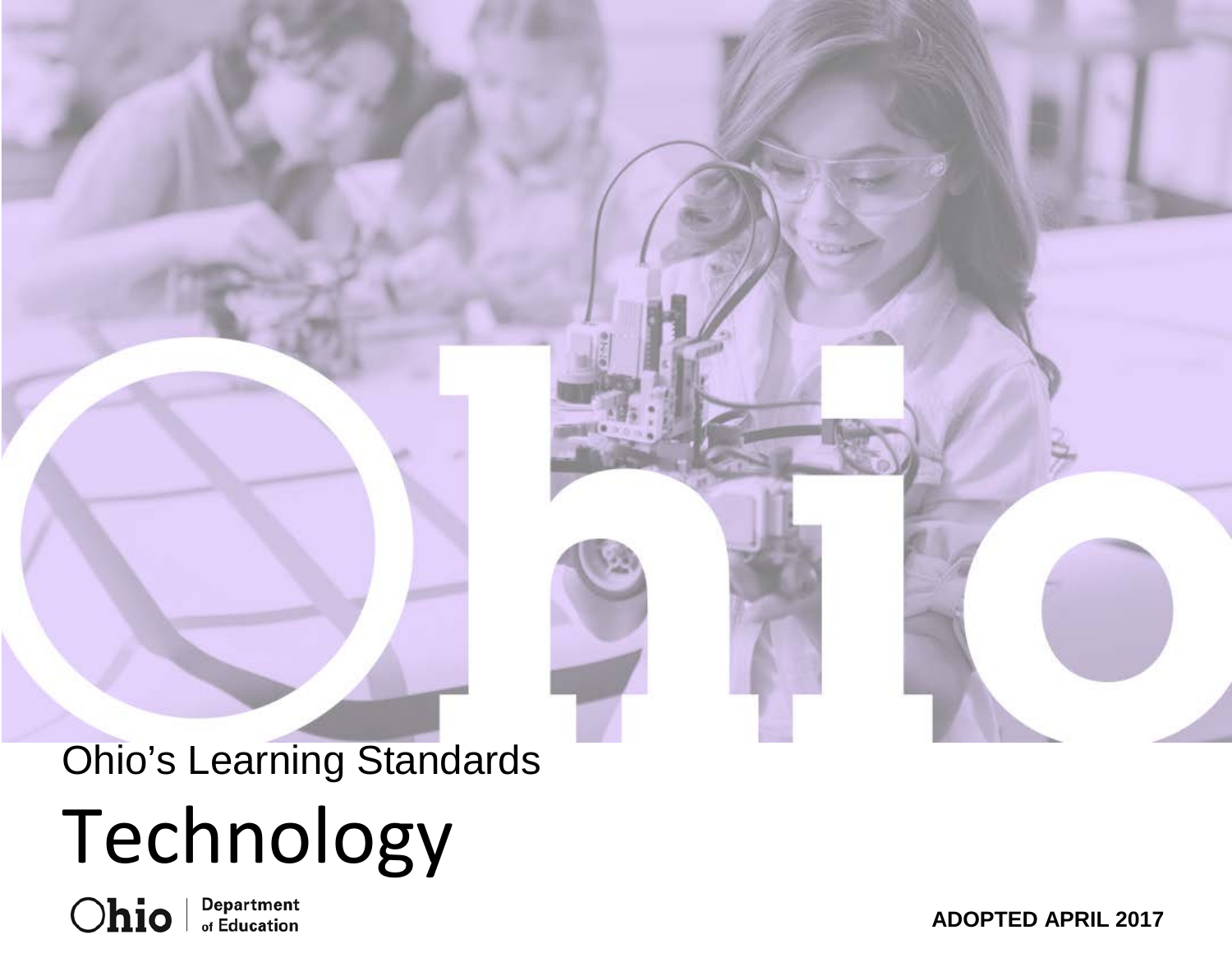Ohio's Learning Standards

# Technology

Ohio Department of Education

**ADOPTED APRIL 2017**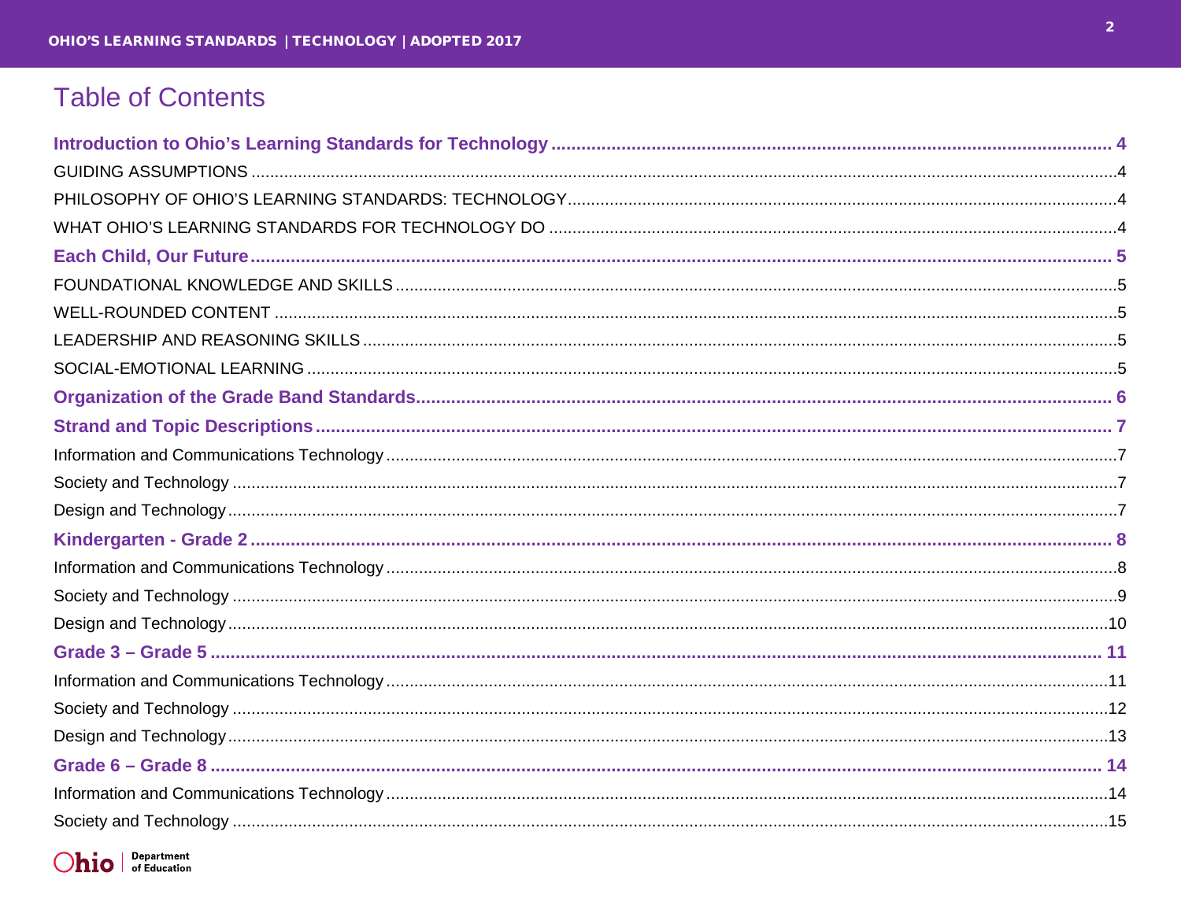# Table of Contents

**Introduction to Ohio's Learning Standards for Technology** ..... **4**

GUIDING ASSUMPTIONS ..... 4

PHILOSOPHY OF OHIO'S LEARNING STANDARDS: TECHNOLOGY ..... 4

WHAT OHIO'S LEARNING STANDARDS FOR TECHNOLOGY DO ..... 4

**Each Child, Our Future** ..... **5**

FOUNDATIONAL KNOWLEDGE AND SKILLS ..... 5

WELL-ROUNDED CONTENT ..... 5

LEADERSHIP AND REASONING SKILLS ..... 5

SOCIAL-EMOTIONAL LEARNING ..... 5

**Organization of the Grade Band Standards** ..... **6**

**Strand and Topic Descriptions** ..... **7**

Information and Communications Technology ..... 7

Society and Technology ..... 7

Design and Technology ..... 7

**Kindergarten - Grade 2** ..... **8**

Information and Communications Technology ..... 8

Society and Technology ..... 9

Design and Technology ..... 10

**Grade 3 – Grade 5** ..... **11**

Information and Communications Technology ..... 11

Society and Technology ..... 12

Design and Technology ..... 13

**Grade 6 – Grade 8** ..... **14**

Information and Communications Technology ..... 14

Society and Technology ..... 15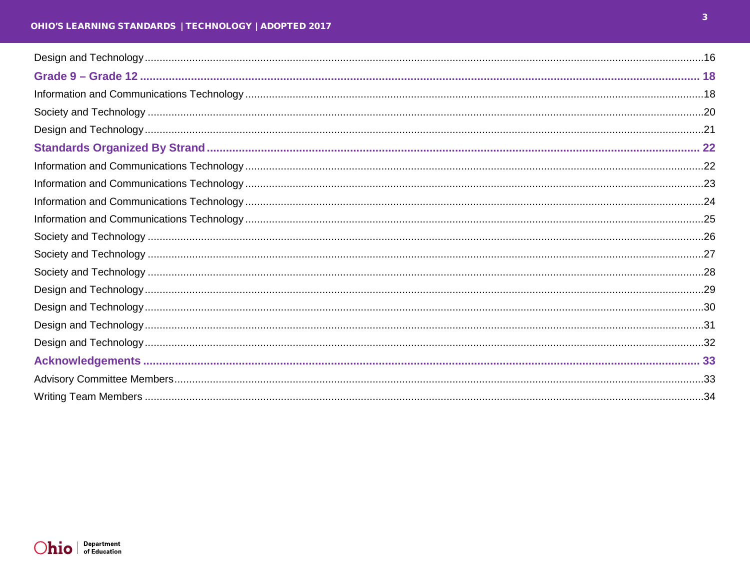Design and Technology ....................................................................................................................16

**Grade 9 – Grade 12 .......................................................................................................................... 18**

Information and Communications Technology ..........................................................................18

Society and Technology ..............................................................................................................20

Design and Technology ..............................................................................................................21

**Standards Organized By Strand ....................................................................................................... 22**

Information and Communications Technology ..........................................................................22

Information and Communications Technology ..........................................................................23

Information and Communications Technology ..........................................................................24

Information and Communications Technology ..........................................................................25

Society and Technology ..............................................................................................................26

Society and Technology ..............................................................................................................27

Society and Technology ..............................................................................................................28

Design and Technology ..............................................................................................................29

Design and Technology ..............................................................................................................30

Design and Technology ..............................................................................................................31

Design and Technology ..............................................................................................................32

**Acknowledgements ........................................................................................................................... 33**

Advisory Committee Members ....................................................................................................33

Writing Team Members ................................................................................................................34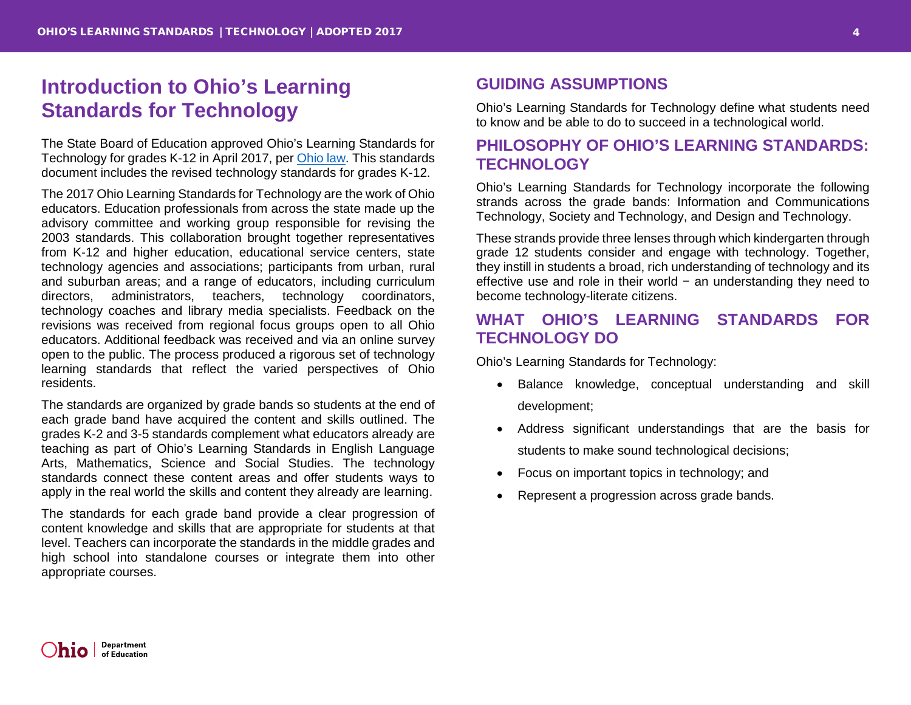# Introduction to Ohio's Learning Standards for Technology

The State Board of Education approved Ohio's Learning Standards for Technology for grades K-12 in April 2017, per [Ohio law](). This standards document includes the revised technology standards for grades K-12.

The 2017 Ohio Learning Standards for Technology are the work of Ohio educators. Education professionals from across the state made up the advisory committee and working group responsible for revising the 2003 standards. This collaboration brought together representatives from K-12 and higher education, educational service centers, state technology agencies and associations; participants from urban, rural and suburban areas; and a range of educators, including curriculum directors, administrators, teachers, technology coordinators, technology coaches and library media specialists. Feedback on the revisions was received from regional focus groups open to all Ohio educators. Additional feedback was received and via an online survey open to the public. The process produced a rigorous set of technology learning standards that reflect the varied perspectives of Ohio residents.

The standards are organized by grade bands so students at the end of each grade band have acquired the content and skills outlined. The grades K-2 and 3-5 standards complement what educators already are teaching as part of Ohio's Learning Standards in English Language Arts, Mathematics, Science and Social Studies. The technology standards connect these content areas and offer students ways to apply in the real world the skills and content they already are learning.

The standards for each grade band provide a clear progression of content knowledge and skills that are appropriate for students at that level. Teachers can incorporate the standards in the middle grades and high school into standalone courses or integrate them into other appropriate courses.

## GUIDING ASSUMPTIONS

Ohio's Learning Standards for Technology define what students need to know and be able to do to succeed in a technological world.

## PHILOSOPHY OF OHIO'S LEARNING STANDARDS: TECHNOLOGY

Ohio's Learning Standards for Technology incorporate the following strands across the grade bands: Information and Communications Technology, Society and Technology, and Design and Technology.

These strands provide three lenses through which kindergarten through grade 12 students consider and engage with technology. Together, they instill in students a broad, rich understanding of technology and its effective use and role in their world − an understanding they need to become technology-literate citizens.

## WHAT OHIO'S LEARNING STANDARDS FOR TECHNOLOGY DO

Ohio's Learning Standards for Technology:

- Balance knowledge, conceptual understanding and skill development;
- Address significant understandings that are the basis for students to make sound technological decisions;
- Focus on important topics in technology; and
- Represent a progression across grade bands.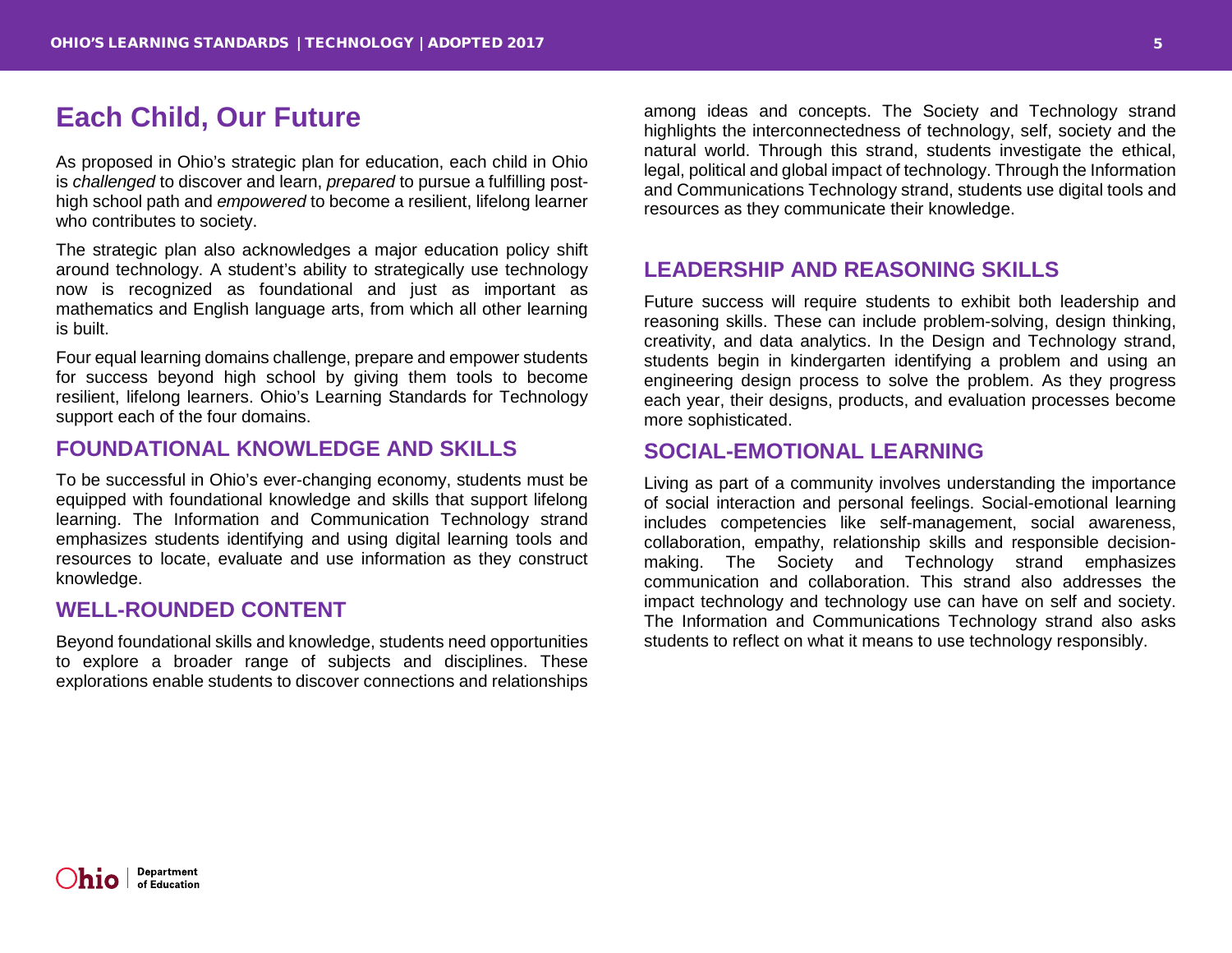# Each Child, Our Future

As proposed in Ohio's strategic plan for education, each child in Ohio is *challenged* to discover and learn, *prepared* to pursue a fulfilling post-high school path and *empowered* to become a resilient, lifelong learner who contributes to society.

The strategic plan also acknowledges a major education policy shift around technology. A student's ability to strategically use technology now is recognized as foundational and just as important as mathematics and English language arts, from which all other learning is built.

Four equal learning domains challenge, prepare and empower students for success beyond high school by giving them tools to become resilient, lifelong learners. Ohio's Learning Standards for Technology support each of the four domains.

## FOUNDATIONAL KNOWLEDGE AND SKILLS

To be successful in Ohio's ever-changing economy, students must be equipped with foundational knowledge and skills that support lifelong learning. The Information and Communication Technology strand emphasizes students identifying and using digital learning tools and resources to locate, evaluate and use information as they construct knowledge.

## WELL-ROUNDED CONTENT

Beyond foundational skills and knowledge, students need opportunities to explore a broader range of subjects and disciplines. These explorations enable students to discover connections and relationships among ideas and concepts. The Society and Technology strand highlights the interconnectedness of technology, self, society and the natural world. Through this strand, students investigate the ethical, legal, political and global impact of technology. Through the Information and Communications Technology strand, students use digital tools and resources as they communicate their knowledge.

## LEADERSHIP AND REASONING SKILLS

Future success will require students to exhibit both leadership and reasoning skills. These can include problem-solving, design thinking, creativity, and data analytics. In the Design and Technology strand, students begin in kindergarten identifying a problem and using an engineering design process to solve the problem. As they progress each year, their designs, products, and evaluation processes become more sophisticated.

## SOCIAL-EMOTIONAL LEARNING

Living as part of a community involves understanding the importance of social interaction and personal feelings. Social-emotional learning includes competencies like self-management, social awareness, collaboration, empathy, relationship skills and responsible decision-making. The Society and Technology strand emphasizes communication and collaboration. This strand also addresses the impact technology and technology use can have on self and society. The Information and Communications Technology strand also asks students to reflect on what it means to use technology responsibly.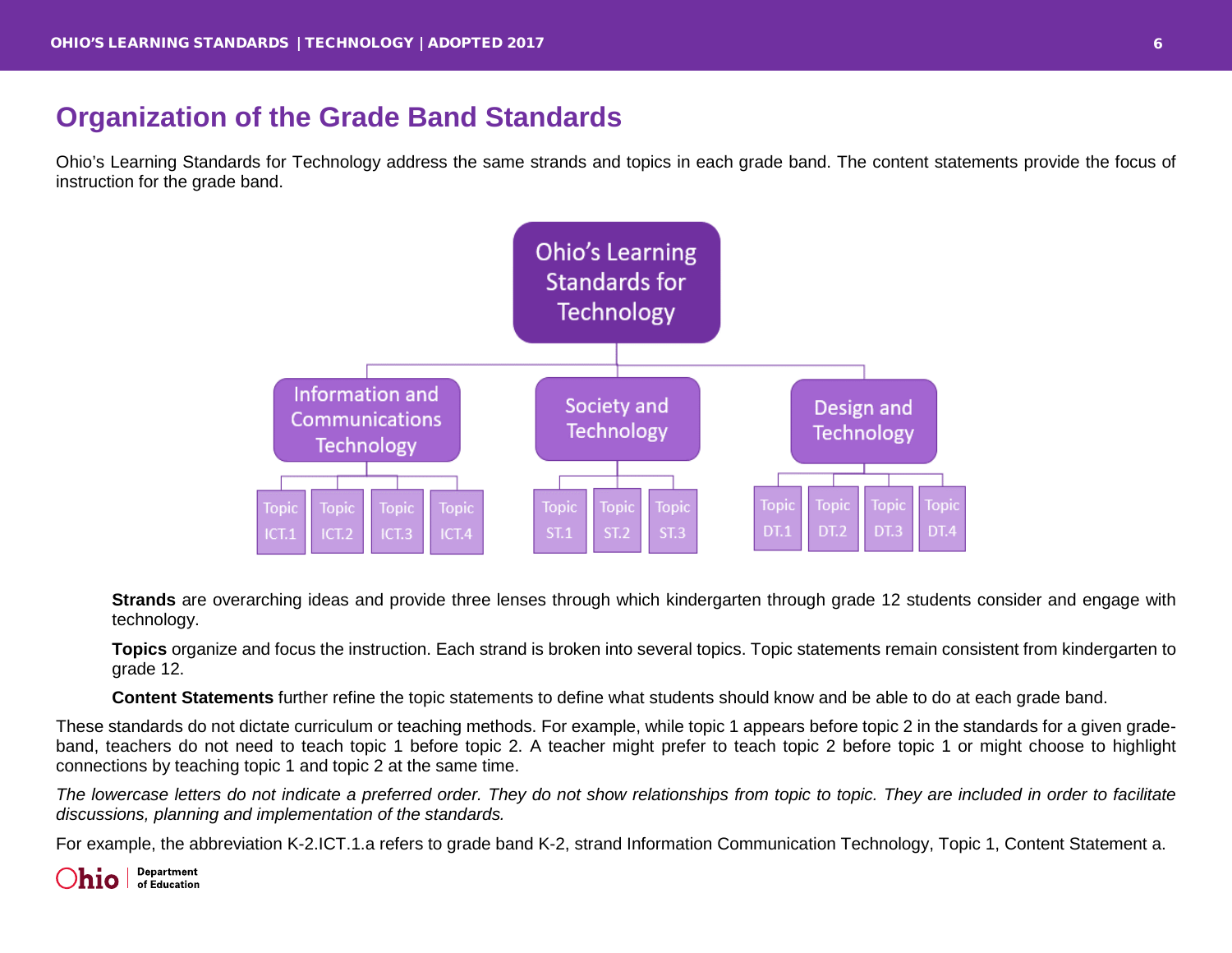## Organization of the Grade Band Standards

Ohio's Learning Standards for Technology address the same strands and topics in each grade band. The content statements provide the focus of instruction for the grade band.

- Ohio's Learning Standards for Technology
  - Information and Communications Technology
    - Topic ICT.1
    - Topic ICT.2
    - Topic ICT.3
    - Topic ICT.4
  - Society and Technology
    - Topic ST.1
    - Topic ST.2
    - Topic ST.3
  - Design and Technology
    - Topic DT.1
    - Topic DT.2
    - Topic DT.3
    - Topic DT.4

**Strands** are overarching ideas and provide three lenses through which kindergarten through grade 12 students consider and engage with technology.

**Topics** organize and focus the instruction. Each strand is broken into several topics. Topic statements remain consistent from kindergarten to grade 12.

**Content Statements** further refine the topic statements to define what students should know and be able to do at each grade band.

These standards do not dictate curriculum or teaching methods. For example, while topic 1 appears before topic 2 in the standards for a given grade-band, teachers do not need to teach topic 1 before topic 2. A teacher might prefer to teach topic 2 before topic 1 or might choose to highlight connections by teaching topic 1 and topic 2 at the same time.

*The lowercase letters do not indicate a preferred order. They do not show relationships from topic to topic. They are included in order to facilitate discussions, planning and implementation of the standards.*

For example, the abbreviation K-2.ICT.1.a refers to grade band K-2, strand Information Communication Technology, Topic 1, Content Statement a.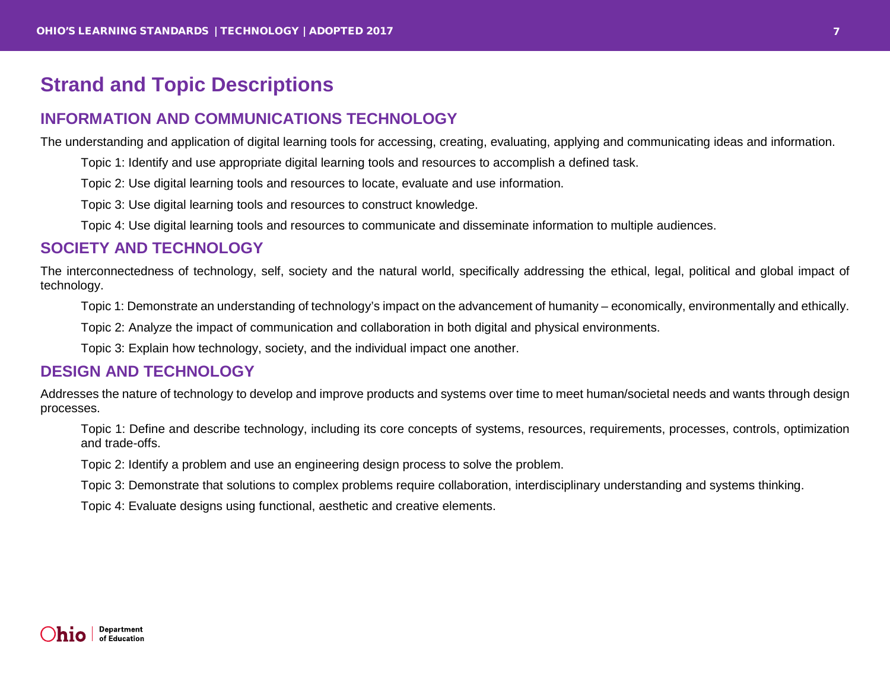# Strand and Topic Descriptions

## INFORMATION AND COMMUNICATIONS TECHNOLOGY

The understanding and application of digital learning tools for accessing, creating, evaluating, applying and communicating ideas and information.

Topic 1: Identify and use appropriate digital learning tools and resources to accomplish a defined task.

Topic 2: Use digital learning tools and resources to locate, evaluate and use information.

Topic 3: Use digital learning tools and resources to construct knowledge.

Topic 4: Use digital learning tools and resources to communicate and disseminate information to multiple audiences.

## SOCIETY AND TECHNOLOGY

The interconnectedness of technology, self, society and the natural world, specifically addressing the ethical, legal, political and global impact of technology.

Topic 1: Demonstrate an understanding of technology's impact on the advancement of humanity – economically, environmentally and ethically.

Topic 2: Analyze the impact of communication and collaboration in both digital and physical environments.

Topic 3: Explain how technology, society, and the individual impact one another.

## DESIGN AND TECHNOLOGY

Addresses the nature of technology to develop and improve products and systems over time to meet human/societal needs and wants through design processes.

Topic 1: Define and describe technology, including its core concepts of systems, resources, requirements, processes, controls, optimization and trade-offs.

Topic 2: Identify a problem and use an engineering design process to solve the problem.

Topic 3: Demonstrate that solutions to complex problems require collaboration, interdisciplinary understanding and systems thinking.

Topic 4: Evaluate designs using functional, aesthetic and creative elements.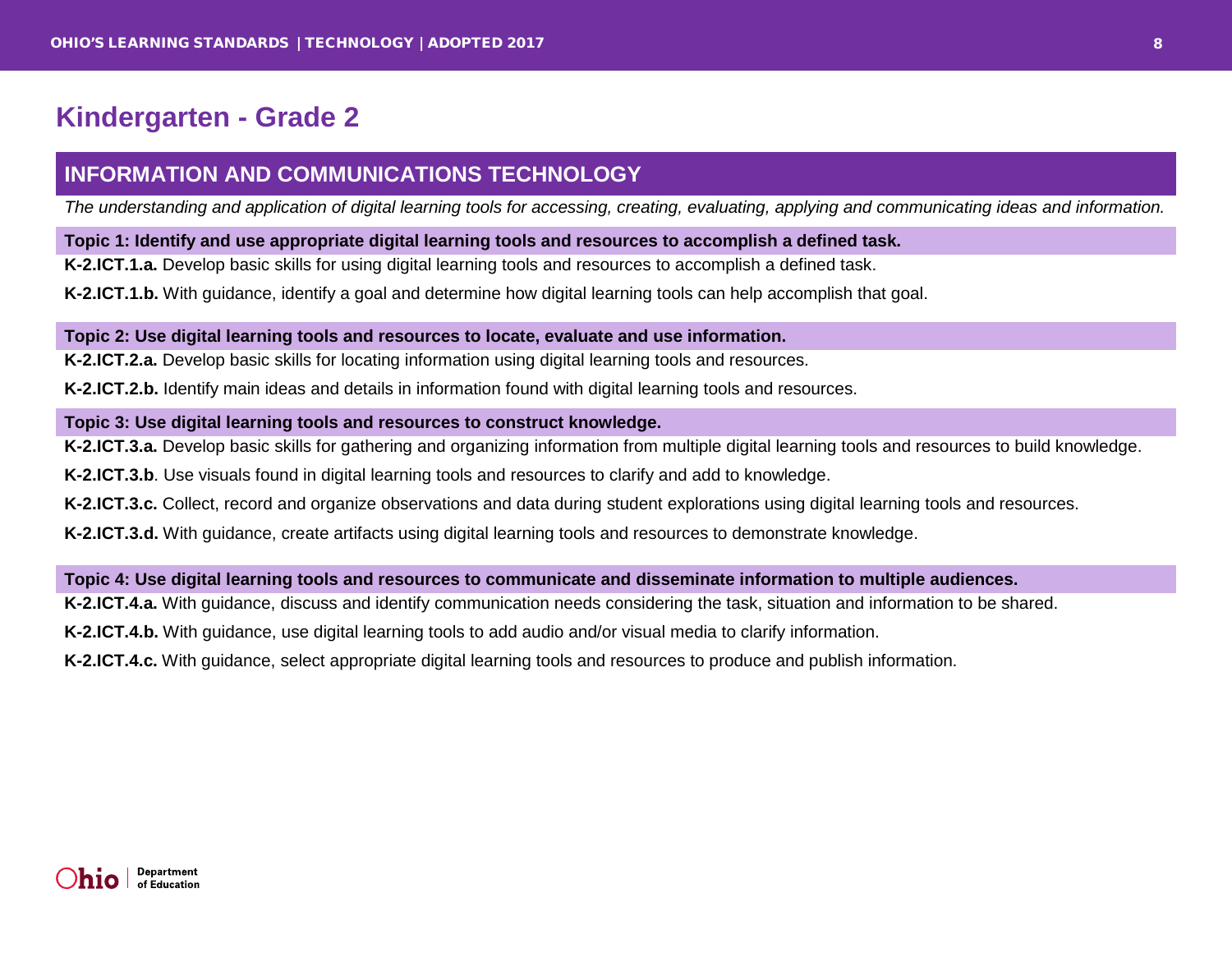# Kindergarten - Grade 2

## INFORMATION AND COMMUNICATIONS TECHNOLOGY

*The understanding and application of digital learning tools for accessing, creating, evaluating, applying and communicating ideas and information.*

### Topic 1: Identify and use appropriate digital learning tools and resources to accomplish a defined task.

**K-2.ICT.1.a.** Develop basic skills for using digital learning tools and resources to accomplish a defined task.

**K-2.ICT.1.b.** With guidance, identify a goal and determine how digital learning tools can help accomplish that goal.

### Topic 2: Use digital learning tools and resources to locate, evaluate and use information.

**K-2.ICT.2.a.** Develop basic skills for locating information using digital learning tools and resources.

**K-2.ICT.2.b.** Identify main ideas and details in information found with digital learning tools and resources.

### Topic 3: Use digital learning tools and resources to construct knowledge.

**K-2.ICT.3.a.** Develop basic skills for gathering and organizing information from multiple digital learning tools and resources to build knowledge.

**K-2.ICT.3.b**. Use visuals found in digital learning tools and resources to clarify and add to knowledge.

**K-2.ICT.3.c.** Collect, record and organize observations and data during student explorations using digital learning tools and resources.

**K-2.ICT.3.d.** With guidance, create artifacts using digital learning tools and resources to demonstrate knowledge.

### Topic 4: Use digital learning tools and resources to communicate and disseminate information to multiple audiences.

**K-2.ICT.4.a.** With guidance, discuss and identify communication needs considering the task, situation and information to be shared.

**K-2.ICT.4.b.** With guidance, use digital learning tools to add audio and/or visual media to clarify information.

**K-2.ICT.4.c.** With guidance, select appropriate digital learning tools and resources to produce and publish information.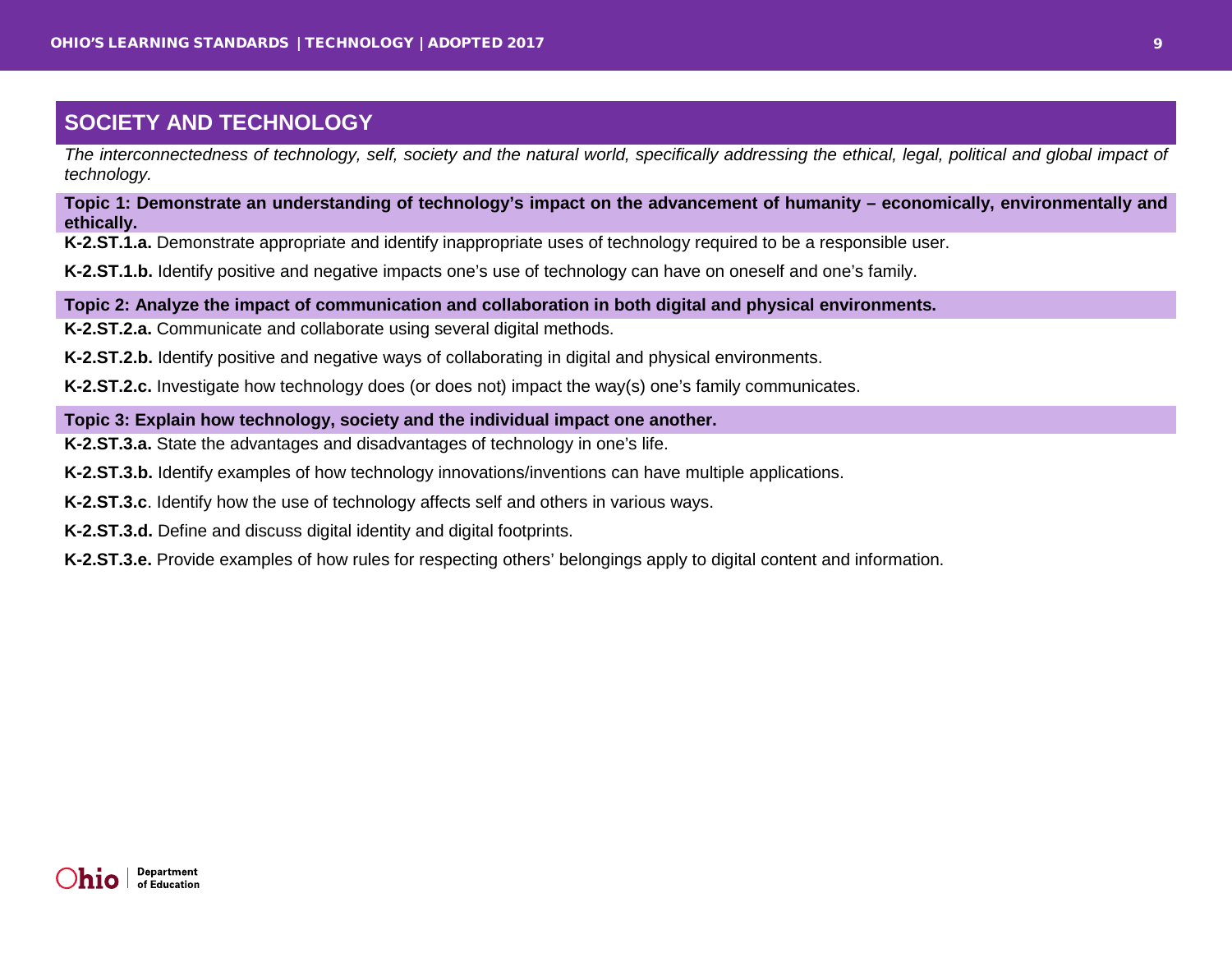## SOCIETY AND TECHNOLOGY

*The interconnectedness of technology, self, society and the natural world, specifically addressing the ethical, legal, political and global impact of technology.*

**Topic 1: Demonstrate an understanding of technology's impact on the advancement of humanity – economically, environmentally and ethically.**

**K-2.ST.1.a.** Demonstrate appropriate and identify inappropriate uses of technology required to be a responsible user.

**K-2.ST.1.b.** Identify positive and negative impacts one's use of technology can have on oneself and one's family.

**Topic 2: Analyze the impact of communication and collaboration in both digital and physical environments.**

**K-2.ST.2.a.** Communicate and collaborate using several digital methods.

**K-2.ST.2.b.** Identify positive and negative ways of collaborating in digital and physical environments.

**K-2.ST.2.c.** Investigate how technology does (or does not) impact the way(s) one's family communicates.

**Topic 3: Explain how technology, society and the individual impact one another.**

**K-2.ST.3.a.** State the advantages and disadvantages of technology in one's life.

**K-2.ST.3.b.** Identify examples of how technology innovations/inventions can have multiple applications.

**K-2.ST.3.c**. Identify how the use of technology affects self and others in various ways.

**K-2.ST.3.d.** Define and discuss digital identity and digital footprints.

**K-2.ST.3.e.** Provide examples of how rules for respecting others' belongings apply to digital content and information.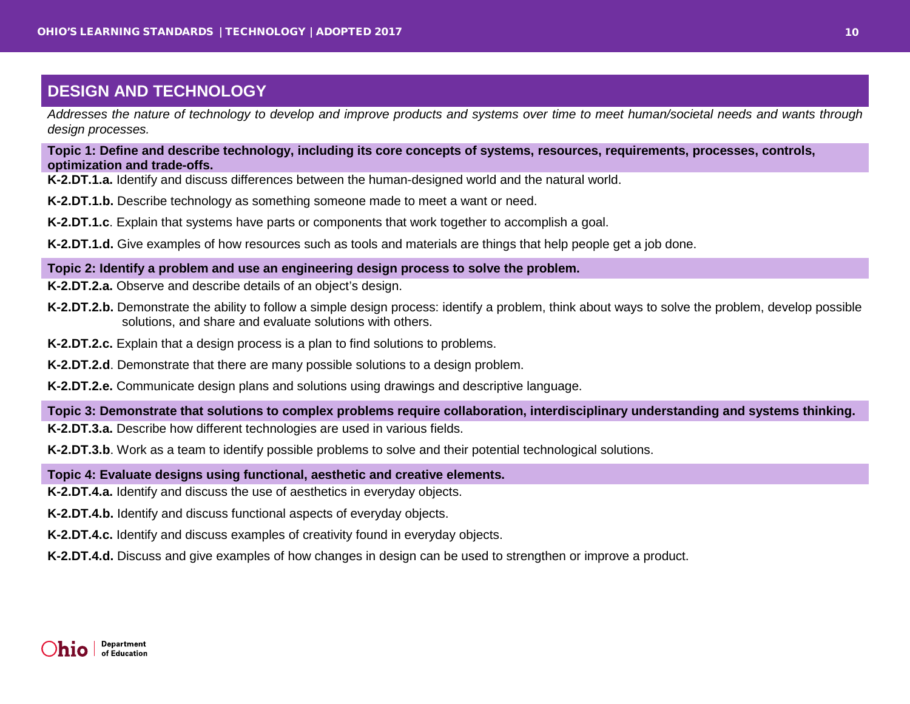## DESIGN AND TECHNOLOGY

*Addresses the nature of technology to develop and improve products and systems over time to meet human/societal needs and wants through design processes.*

**Topic 1: Define and describe technology, including its core concepts of systems, resources, requirements, processes, controls, optimization and trade-offs.**

**K-2.DT.1.a.** Identify and discuss differences between the human-designed world and the natural world.

**K-2.DT.1.b.** Describe technology as something someone made to meet a want or need.

**K-2.DT.1.c**. Explain that systems have parts or components that work together to accomplish a goal.

**K-2.DT.1.d.** Give examples of how resources such as tools and materials are things that help people get a job done.

**Topic 2: Identify a problem and use an engineering design process to solve the problem.**

**K-2.DT.2.a.** Observe and describe details of an object's design.

**K-2.DT.2.b.** Demonstrate the ability to follow a simple design process: identify a problem, think about ways to solve the problem, develop possible solutions, and share and evaluate solutions with others.

**K-2.DT.2.c.** Explain that a design process is a plan to find solutions to problems.

**K-2.DT.2.d**. Demonstrate that there are many possible solutions to a design problem.

**K-2.DT.2.e.** Communicate design plans and solutions using drawings and descriptive language.

**Topic 3: Demonstrate that solutions to complex problems require collaboration, interdisciplinary understanding and systems thinking.**

**K-2.DT.3.a.** Describe how different technologies are used in various fields.

**K-2.DT.3.b**. Work as a team to identify possible problems to solve and their potential technological solutions.

**Topic 4: Evaluate designs using functional, aesthetic and creative elements.**

**K-2.DT.4.a.** Identify and discuss the use of aesthetics in everyday objects.

**K-2.DT.4.b.** Identify and discuss functional aspects of everyday objects.

**K-2.DT.4.c.** Identify and discuss examples of creativity found in everyday objects.

**K-2.DT.4.d.** Discuss and give examples of how changes in design can be used to strengthen or improve a product.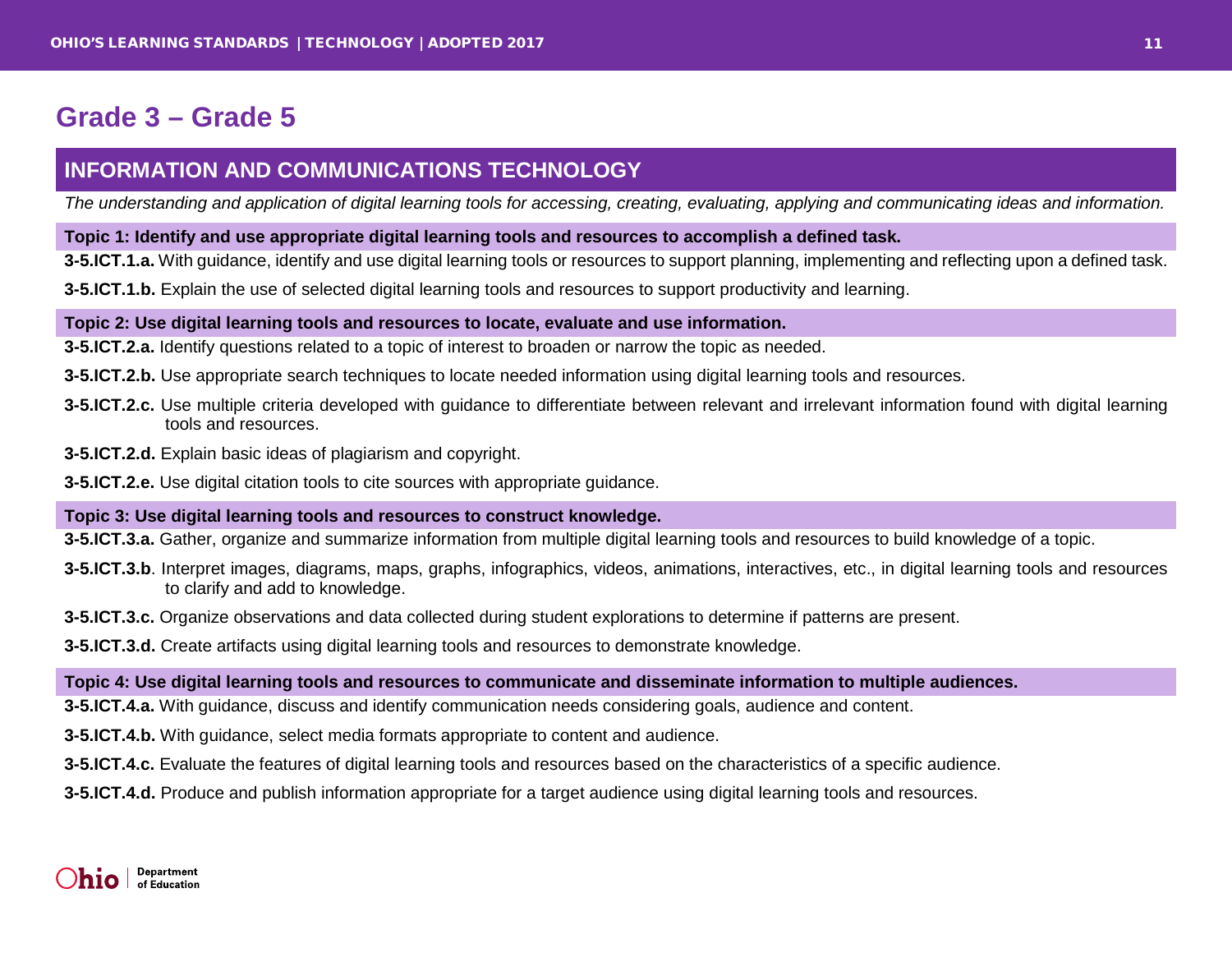# Grade 3 – Grade 5

## INFORMATION AND COMMUNICATIONS TECHNOLOGY

*The understanding and application of digital learning tools for accessing, creating, evaluating, applying and communicating ideas and information.*

### Topic 1: Identify and use appropriate digital learning tools and resources to accomplish a defined task.

**3-5.ICT.1.a.** With guidance, identify and use digital learning tools or resources to support planning, implementing and reflecting upon a defined task.

**3-5.ICT.1.b.** Explain the use of selected digital learning tools and resources to support productivity and learning.

### Topic 2: Use digital learning tools and resources to locate, evaluate and use information.

**3-5.ICT.2.a.** Identify questions related to a topic of interest to broaden or narrow the topic as needed.

**3-5.ICT.2.b.** Use appropriate search techniques to locate needed information using digital learning tools and resources.

**3-5.ICT.2.c.** Use multiple criteria developed with guidance to differentiate between relevant and irrelevant information found with digital learning tools and resources.

**3-5.ICT.2.d.** Explain basic ideas of plagiarism and copyright.

**3-5.ICT.2.e.** Use digital citation tools to cite sources with appropriate guidance.

### Topic 3: Use digital learning tools and resources to construct knowledge.

**3-5.ICT.3.a.** Gather, organize and summarize information from multiple digital learning tools and resources to build knowledge of a topic.

**3-5.ICT.3.b**. Interpret images, diagrams, maps, graphs, infographics, videos, animations, interactives, etc., in digital learning tools and resources to clarify and add to knowledge.

**3-5.ICT.3.c.** Organize observations and data collected during student explorations to determine if patterns are present.

**3-5.ICT.3.d.** Create artifacts using digital learning tools and resources to demonstrate knowledge.

### Topic 4: Use digital learning tools and resources to communicate and disseminate information to multiple audiences.

**3-5.ICT.4.a.** With guidance, discuss and identify communication needs considering goals, audience and content.

**3-5.ICT.4.b.** With guidance, select media formats appropriate to content and audience.

**3-5.ICT.4.c.** Evaluate the features of digital learning tools and resources based on the characteristics of a specific audience.

**3-5.ICT.4.d.** Produce and publish information appropriate for a target audience using digital learning tools and resources.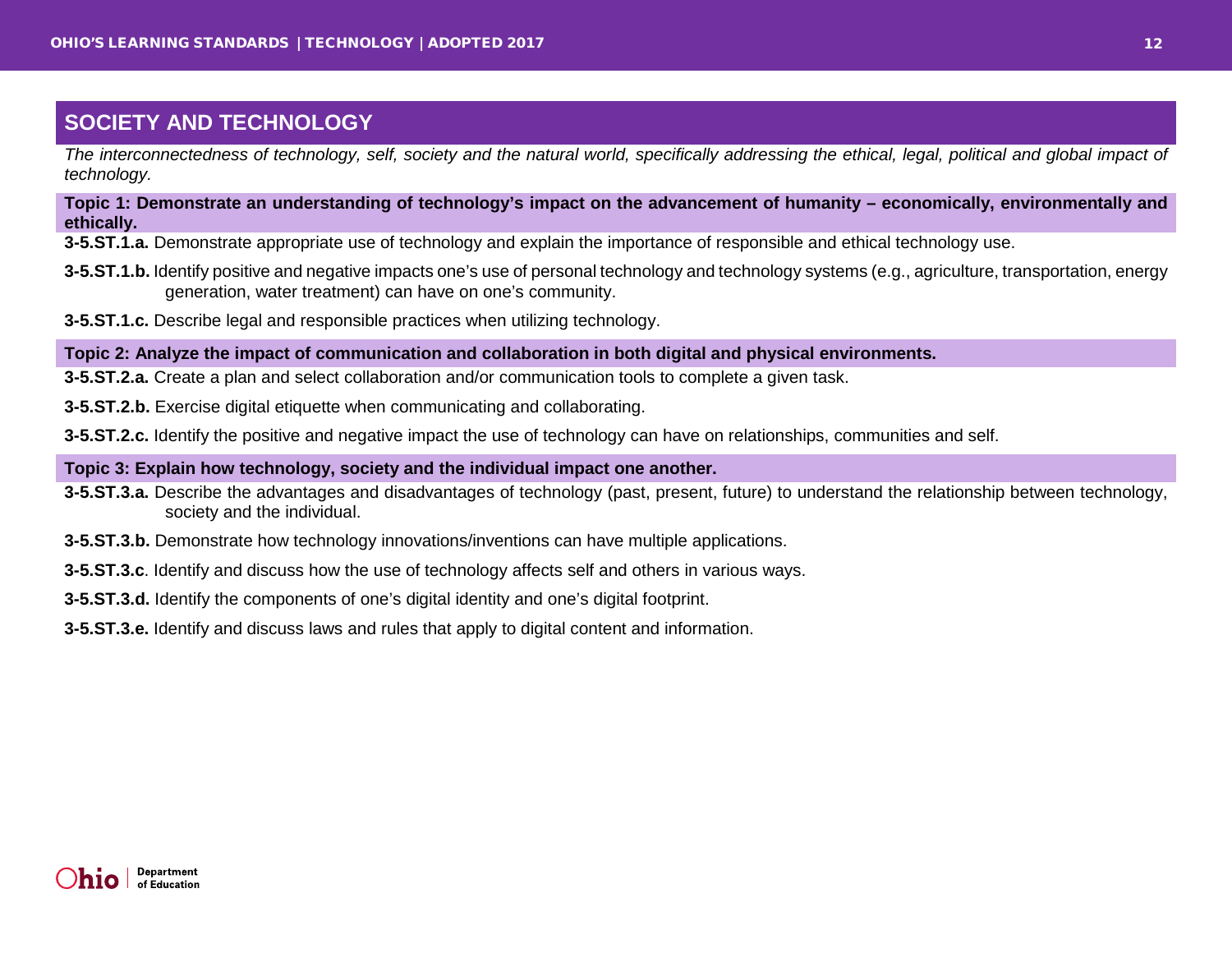## SOCIETY AND TECHNOLOGY

*The interconnectedness of technology, self, society and the natural world, specifically addressing the ethical, legal, political and global impact of technology.*

**Topic 1: Demonstrate an understanding of technology's impact on the advancement of humanity – economically, environmentally and ethically.**

**3-5.ST.1.a.** Demonstrate appropriate use of technology and explain the importance of responsible and ethical technology use.

**3-5.ST.1.b.** Identify positive and negative impacts one's use of personal technology and technology systems (e.g., agriculture, transportation, energy generation, water treatment) can have on one's community.

**3-5.ST.1.c.** Describe legal and responsible practices when utilizing technology.

**Topic 2: Analyze the impact of communication and collaboration in both digital and physical environments.**

**3-5.ST.2.a.** Create a plan and select collaboration and/or communication tools to complete a given task.

**3-5.ST.2.b.** Exercise digital etiquette when communicating and collaborating.

**3-5.ST.2.c.** Identify the positive and negative impact the use of technology can have on relationships, communities and self.

**Topic 3: Explain how technology, society and the individual impact one another.**

**3-5.ST.3.a.** Describe the advantages and disadvantages of technology (past, present, future) to understand the relationship between technology, society and the individual.

**3-5.ST.3.b.** Demonstrate how technology innovations/inventions can have multiple applications.

**3-5.ST.3.c**. Identify and discuss how the use of technology affects self and others in various ways.

**3-5.ST.3.d.** Identify the components of one's digital identity and one's digital footprint.

**3-5.ST.3.e.** Identify and discuss laws and rules that apply to digital content and information.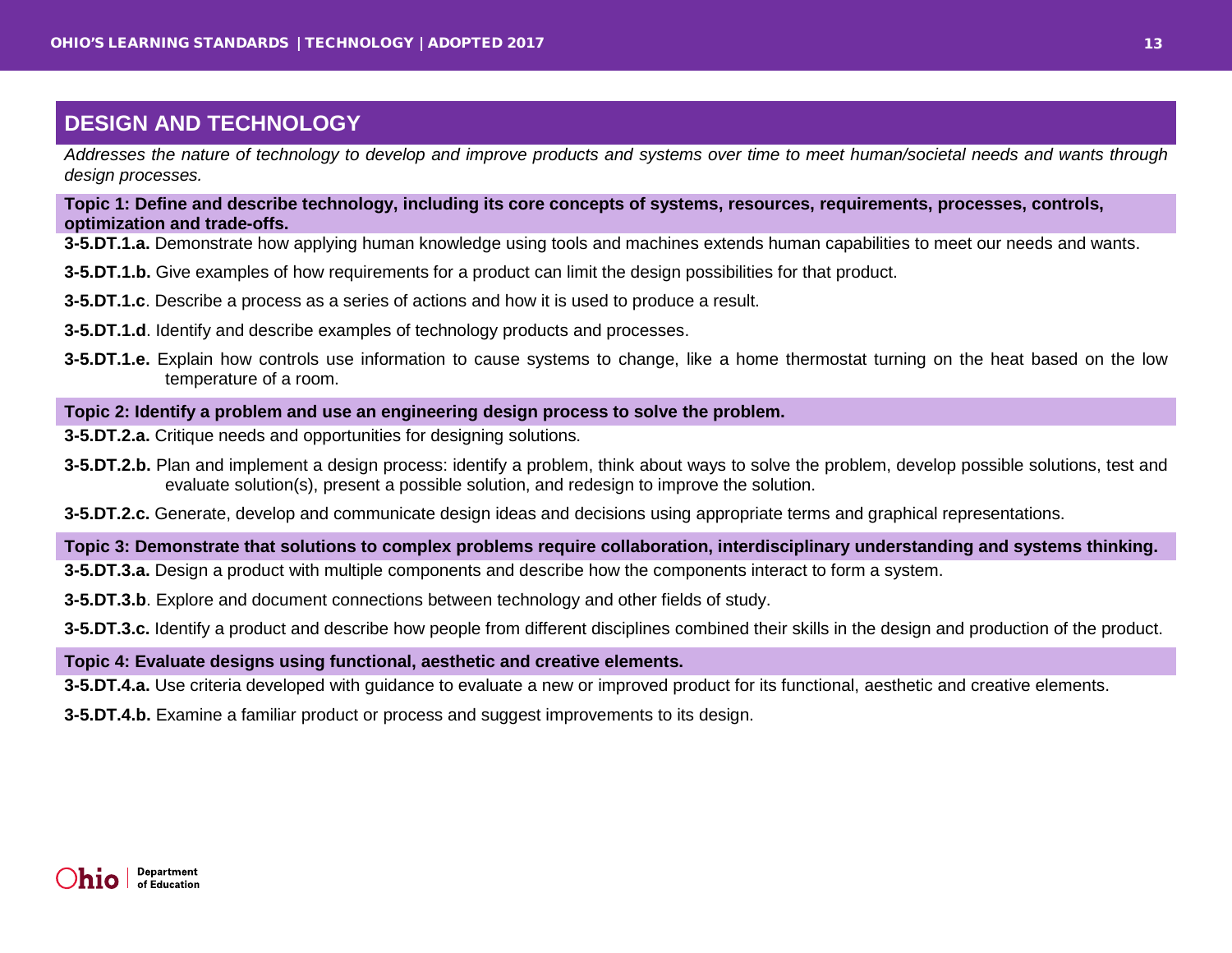## DESIGN AND TECHNOLOGY

*Addresses the nature of technology to develop and improve products and systems over time to meet human/societal needs and wants through design processes.*

**Topic 1: Define and describe technology, including its core concepts of systems, resources, requirements, processes, controls, optimization and trade-offs.**

**3-5.DT.1.a.** Demonstrate how applying human knowledge using tools and machines extends human capabilities to meet our needs and wants.

**3-5.DT.1.b.** Give examples of how requirements for a product can limit the design possibilities for that product.

**3-5.DT.1.c**. Describe a process as a series of actions and how it is used to produce a result.

**3-5.DT.1.d**. Identify and describe examples of technology products and processes.

**3-5.DT.1.e.** Explain how controls use information to cause systems to change, like a home thermostat turning on the heat based on the low temperature of a room.

**Topic 2: Identify a problem and use an engineering design process to solve the problem.**

**3-5.DT.2.a.** Critique needs and opportunities for designing solutions.

**3-5.DT.2.b.** Plan and implement a design process: identify a problem, think about ways to solve the problem, develop possible solutions, test and evaluate solution(s), present a possible solution, and redesign to improve the solution.

**3-5.DT.2.c.** Generate, develop and communicate design ideas and decisions using appropriate terms and graphical representations.

**Topic 3: Demonstrate that solutions to complex problems require collaboration, interdisciplinary understanding and systems thinking.**

**3-5.DT.3.a.** Design a product with multiple components and describe how the components interact to form a system.

**3-5.DT.3.b**. Explore and document connections between technology and other fields of study.

**3-5.DT.3.c.** Identify a product and describe how people from different disciplines combined their skills in the design and production of the product.

**Topic 4: Evaluate designs using functional, aesthetic and creative elements.**

**3-5.DT.4.a.** Use criteria developed with guidance to evaluate a new or improved product for its functional, aesthetic and creative elements.

**3-5.DT.4.b.** Examine a familiar product or process and suggest improvements to its design.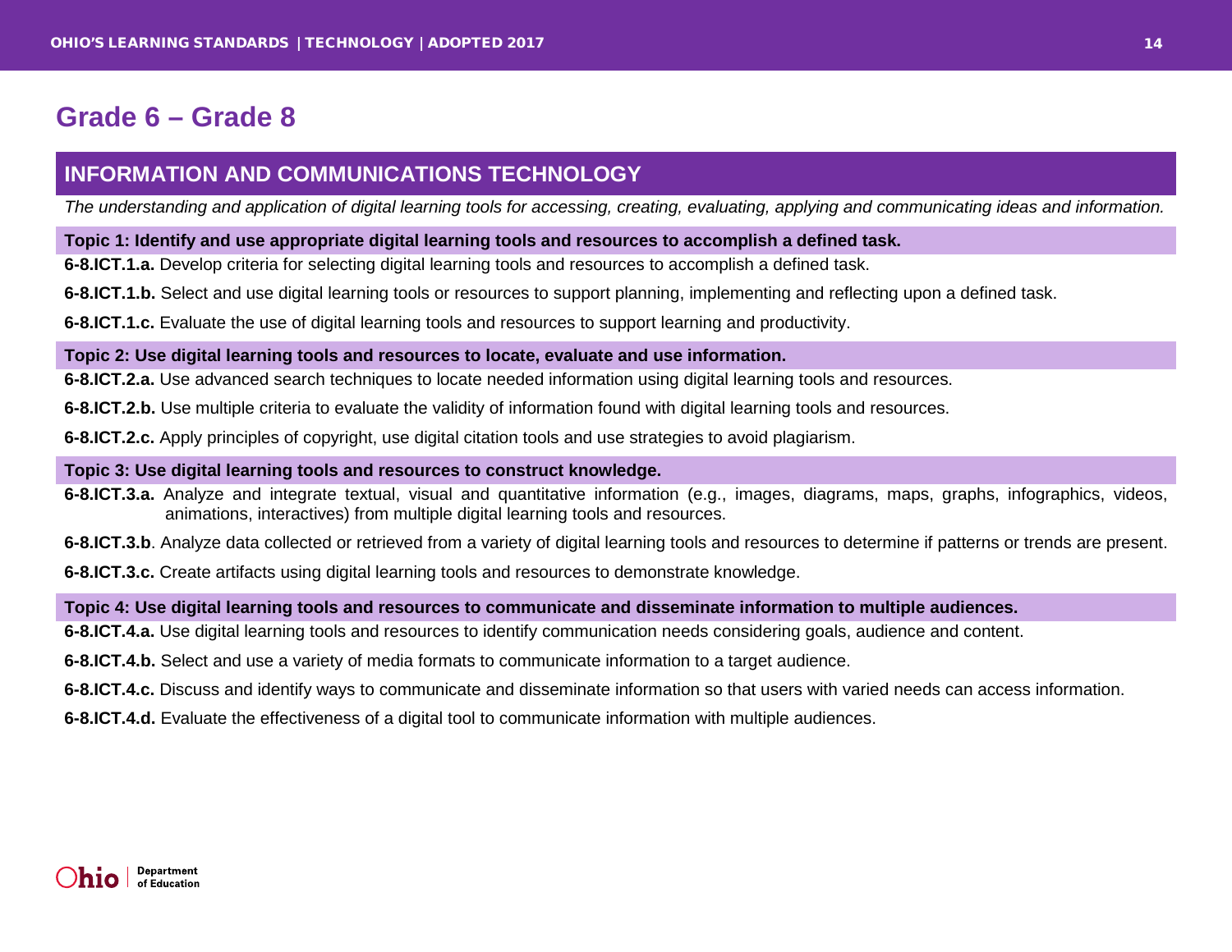# Grade 6 – Grade 8

## INFORMATION AND COMMUNICATIONS TECHNOLOGY

*The understanding and application of digital learning tools for accessing, creating, evaluating, applying and communicating ideas and information.*

**Topic 1: Identify and use appropriate digital learning tools and resources to accomplish a defined task.**

**6-8.ICT.1.a.** Develop criteria for selecting digital learning tools and resources to accomplish a defined task.

**6-8.ICT.1.b.** Select and use digital learning tools or resources to support planning, implementing and reflecting upon a defined task.

**6-8.ICT.1.c.** Evaluate the use of digital learning tools and resources to support learning and productivity.

**Topic 2: Use digital learning tools and resources to locate, evaluate and use information.**

**6-8.ICT.2.a.** Use advanced search techniques to locate needed information using digital learning tools and resources.

**6-8.ICT.2.b.** Use multiple criteria to evaluate the validity of information found with digital learning tools and resources.

**6-8.ICT.2.c.** Apply principles of copyright, use digital citation tools and use strategies to avoid plagiarism.

**Topic 3: Use digital learning tools and resources to construct knowledge.**

**6-8.ICT.3.a.** Analyze and integrate textual, visual and quantitative information (e.g., images, diagrams, maps, graphs, infographics, videos, animations, interactives) from multiple digital learning tools and resources.

**6-8.ICT.3.b**. Analyze data collected or retrieved from a variety of digital learning tools and resources to determine if patterns or trends are present.

**6-8.ICT.3.c.** Create artifacts using digital learning tools and resources to demonstrate knowledge.

**Topic 4: Use digital learning tools and resources to communicate and disseminate information to multiple audiences.**

**6-8.ICT.4.a.** Use digital learning tools and resources to identify communication needs considering goals, audience and content.

**6-8.ICT.4.b.** Select and use a variety of media formats to communicate information to a target audience.

**6-8.ICT.4.c.** Discuss and identify ways to communicate and disseminate information so that users with varied needs can access information.

**6-8.ICT.4.d.** Evaluate the effectiveness of a digital tool to communicate information with multiple audiences.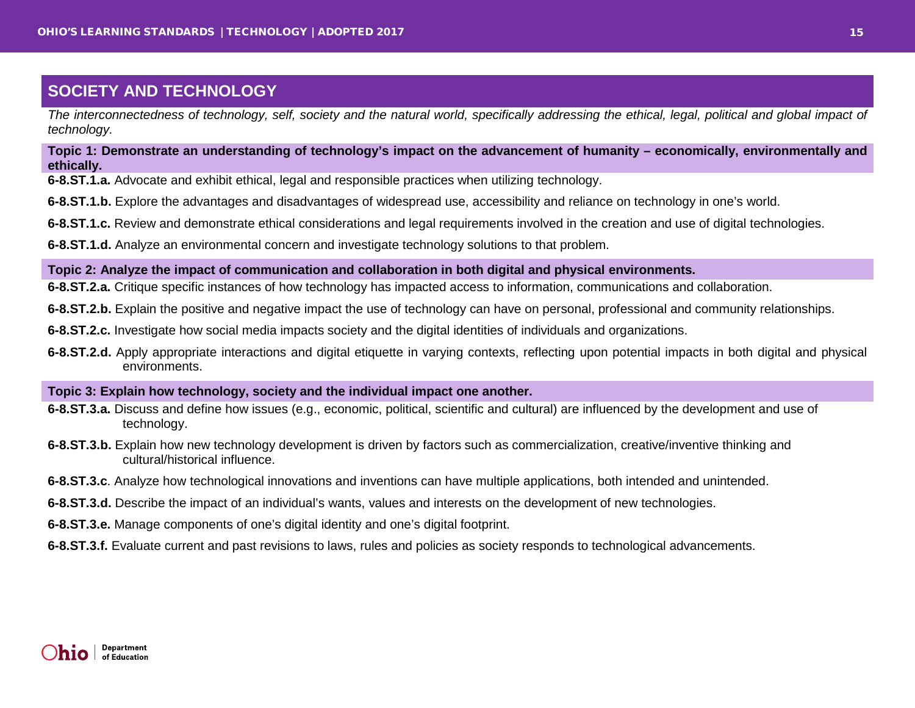## SOCIETY AND TECHNOLOGY

*The interconnectedness of technology, self, society and the natural world, specifically addressing the ethical, legal, political and global impact of technology.*

**Topic 1: Demonstrate an understanding of technology's impact on the advancement of humanity – economically, environmentally and ethically.**

**6-8.ST.1.a.** Advocate and exhibit ethical, legal and responsible practices when utilizing technology.

**6-8.ST.1.b.** Explore the advantages and disadvantages of widespread use, accessibility and reliance on technology in one's world.

**6-8.ST.1.c.** Review and demonstrate ethical considerations and legal requirements involved in the creation and use of digital technologies.

**6-8.ST.1.d.** Analyze an environmental concern and investigate technology solutions to that problem.

**Topic 2: Analyze the impact of communication and collaboration in both digital and physical environments.**

**6-8.ST.2.a.** Critique specific instances of how technology has impacted access to information, communications and collaboration.

**6-8.ST.2.b.** Explain the positive and negative impact the use of technology can have on personal, professional and community relationships.

**6-8.ST.2.c.** Investigate how social media impacts society and the digital identities of individuals and organizations.

**6-8.ST.2.d.** Apply appropriate interactions and digital etiquette in varying contexts, reflecting upon potential impacts in both digital and physical environments.

**Topic 3: Explain how technology, society and the individual impact one another.**

**6-8.ST.3.a.** Discuss and define how issues (e.g., economic, political, scientific and cultural) are influenced by the development and use of technology.

**6-8.ST.3.b.** Explain how new technology development is driven by factors such as commercialization, creative/inventive thinking and cultural/historical influence.

**6-8.ST.3.c**. Analyze how technological innovations and inventions can have multiple applications, both intended and unintended.

**6-8.ST.3.d.** Describe the impact of an individual's wants, values and interests on the development of new technologies.

**6-8.ST.3.e.** Manage components of one's digital identity and one's digital footprint.

**6-8.ST.3.f.** Evaluate current and past revisions to laws, rules and policies as society responds to technological advancements.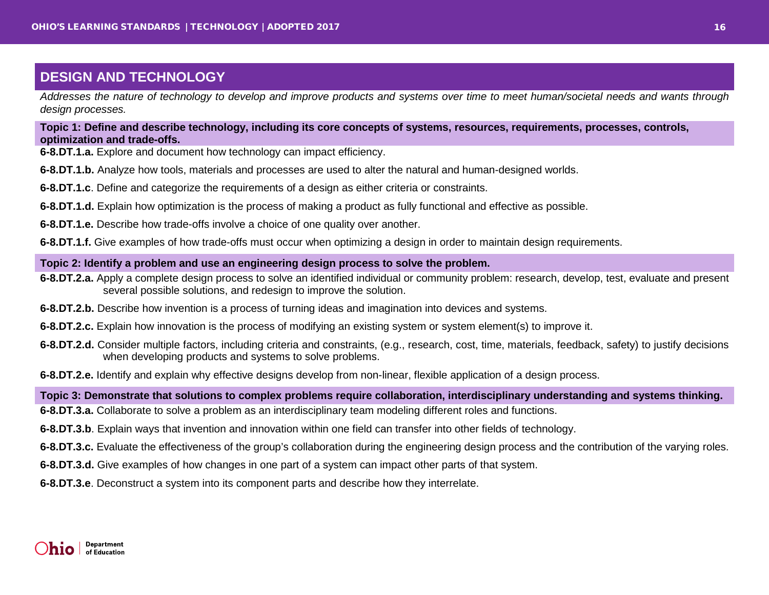## DESIGN AND TECHNOLOGY

*Addresses the nature of technology to develop and improve products and systems over time to meet human/societal needs and wants through design processes.*

**Topic 1: Define and describe technology, including its core concepts of systems, resources, requirements, processes, controls, optimization and trade-offs.**

**6-8.DT.1.a.** Explore and document how technology can impact efficiency.

**6-8.DT.1.b.** Analyze how tools, materials and processes are used to alter the natural and human-designed worlds.

**6-8.DT.1.c**. Define and categorize the requirements of a design as either criteria or constraints.

**6-8.DT.1.d.** Explain how optimization is the process of making a product as fully functional and effective as possible.

**6-8.DT.1.e.** Describe how trade-offs involve a choice of one quality over another.

**6-8.DT.1.f.** Give examples of how trade-offs must occur when optimizing a design in order to maintain design requirements.

**Topic 2: Identify a problem and use an engineering design process to solve the problem.**

**6-8.DT.2.a.** Apply a complete design process to solve an identified individual or community problem: research, develop, test, evaluate and present several possible solutions, and redesign to improve the solution.

**6-8.DT.2.b.** Describe how invention is a process of turning ideas and imagination into devices and systems.

**6-8.DT.2.c.** Explain how innovation is the process of modifying an existing system or system element(s) to improve it.

**6-8.DT.2.d.** Consider multiple factors, including criteria and constraints, (e.g., research, cost, time, materials, feedback, safety) to justify decisions when developing products and systems to solve problems.

**6-8.DT.2.e.** Identify and explain why effective designs develop from non-linear, flexible application of a design process.

**Topic 3: Demonstrate that solutions to complex problems require collaboration, interdisciplinary understanding and systems thinking.**

**6-8.DT.3.a.** Collaborate to solve a problem as an interdisciplinary team modeling different roles and functions.

**6-8.DT.3.b**. Explain ways that invention and innovation within one field can transfer into other fields of technology.

**6-8.DT.3.c.** Evaluate the effectiveness of the group's collaboration during the engineering design process and the contribution of the varying roles.

**6-8.DT.3.d.** Give examples of how changes in one part of a system can impact other parts of that system.

**6-8.DT.3.e**. Deconstruct a system into its component parts and describe how they interrelate.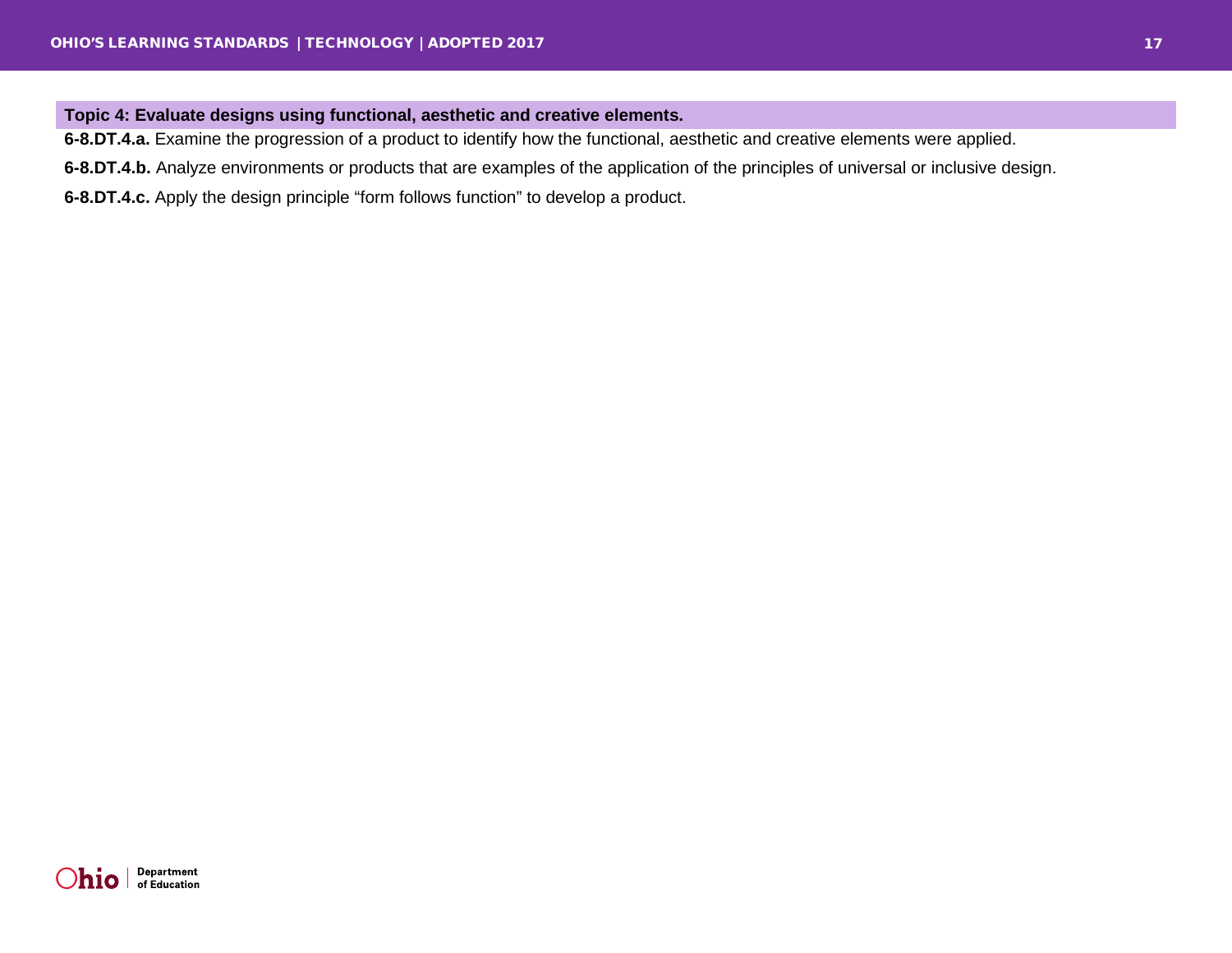**Topic 4: Evaluate designs using functional, aesthetic and creative elements.**

**6-8.DT.4.a.** Examine the progression of a product to identify how the functional, aesthetic and creative elements were applied.

**6-8.DT.4.b.** Analyze environments or products that are examples of the application of the principles of universal or inclusive design.

**6-8.DT.4.c.** Apply the design principle "form follows function" to develop a product.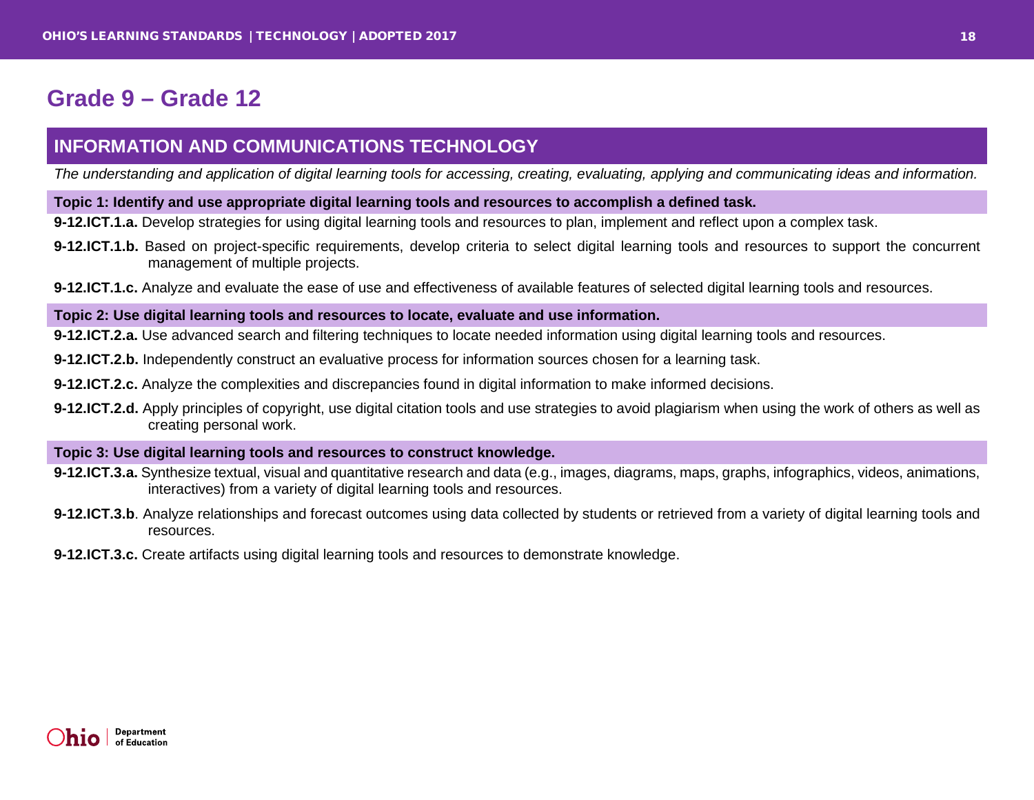# Grade 9 – Grade 12

## INFORMATION AND COMMUNICATIONS TECHNOLOGY

*The understanding and application of digital learning tools for accessing, creating, evaluating, applying and communicating ideas and information.*

### Topic 1: Identify and use appropriate digital learning tools and resources to accomplish a defined task.

**9-12.ICT.1.a.** Develop strategies for using digital learning tools and resources to plan, implement and reflect upon a complex task.

**9-12.ICT.1.b.** Based on project-specific requirements, develop criteria to select digital learning tools and resources to support the concurrent management of multiple projects.

**9-12.ICT.1.c.** Analyze and evaluate the ease of use and effectiveness of available features of selected digital learning tools and resources.

### Topic 2: Use digital learning tools and resources to locate, evaluate and use information.

**9-12.ICT.2.a.** Use advanced search and filtering techniques to locate needed information using digital learning tools and resources.

**9-12.ICT.2.b.** Independently construct an evaluative process for information sources chosen for a learning task.

**9-12.ICT.2.c.** Analyze the complexities and discrepancies found in digital information to make informed decisions.

**9-12.ICT.2.d.** Apply principles of copyright, use digital citation tools and use strategies to avoid plagiarism when using the work of others as well as creating personal work.

### Topic 3: Use digital learning tools and resources to construct knowledge.

**9-12.ICT.3.a.** Synthesize textual, visual and quantitative research and data (e.g., images, diagrams, maps, graphs, infographics, videos, animations, interactives) from a variety of digital learning tools and resources.

**9-12.ICT.3.b**. Analyze relationships and forecast outcomes using data collected by students or retrieved from a variety of digital learning tools and resources.

**9-12.ICT.3.c.** Create artifacts using digital learning tools and resources to demonstrate knowledge.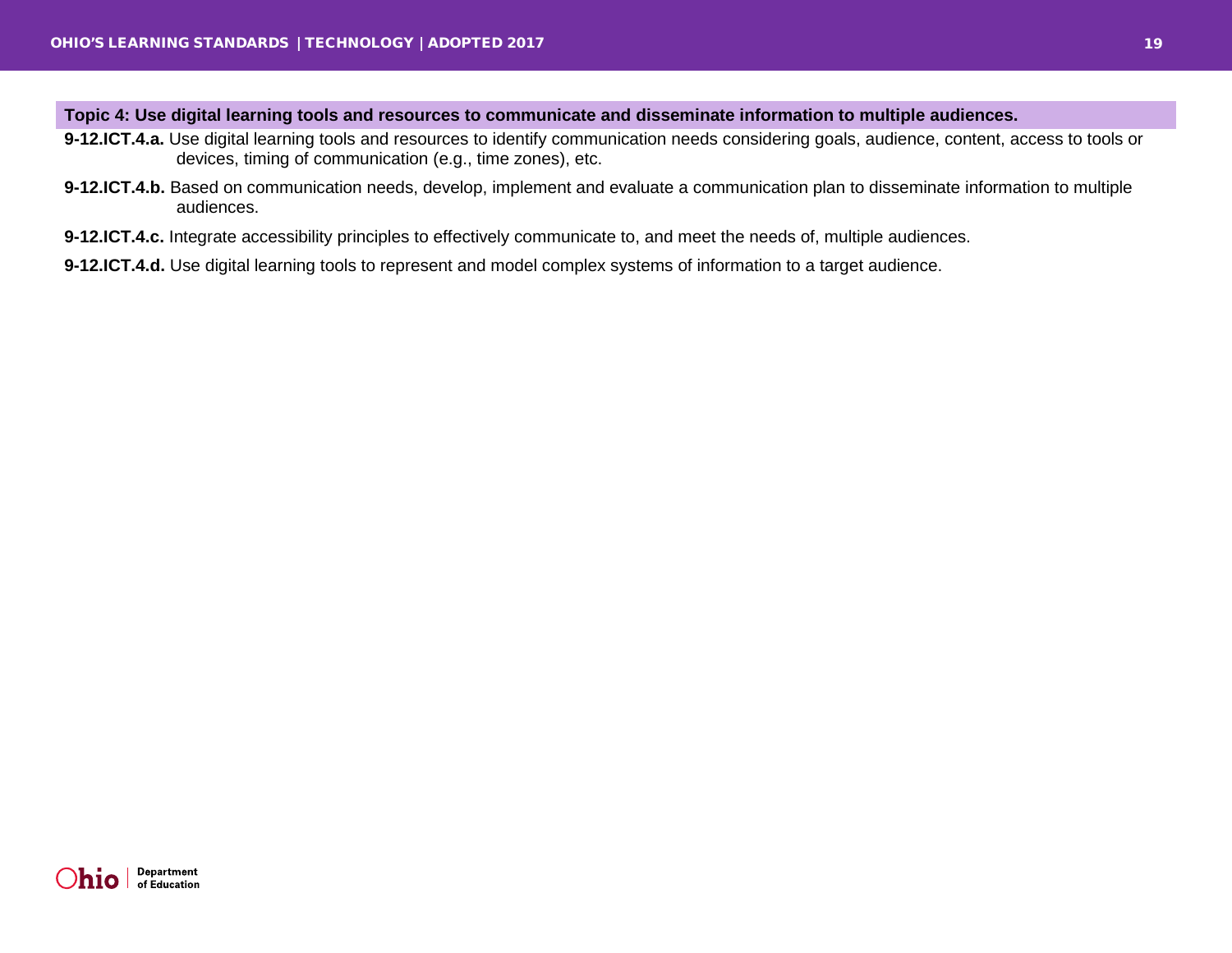### Topic 4: Use digital learning tools and resources to communicate and disseminate information to multiple audiences.

**9-12.ICT.4.a.** Use digital learning tools and resources to identify communication needs considering goals, audience, content, access to tools or devices, timing of communication (e.g., time zones), etc.

**9-12.ICT.4.b.** Based on communication needs, develop, implement and evaluate a communication plan to disseminate information to multiple audiences.

**9-12.ICT.4.c.** Integrate accessibility principles to effectively communicate to, and meet the needs of, multiple audiences.

**9-12.ICT.4.d.** Use digital learning tools to represent and model complex systems of information to a target audience.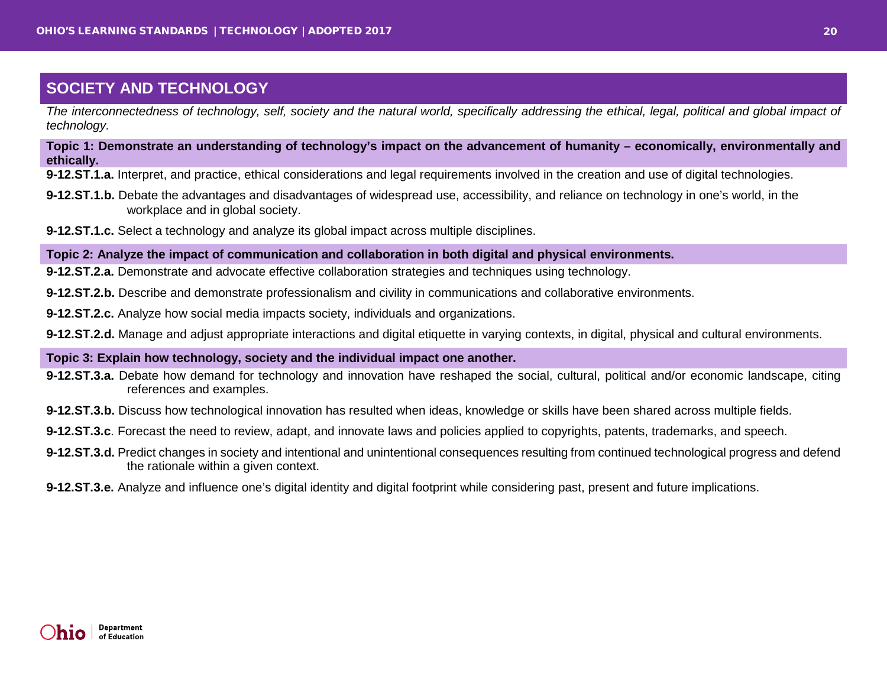## SOCIETY AND TECHNOLOGY

*The interconnectedness of technology, self, society and the natural world, specifically addressing the ethical, legal, political and global impact of technology.*

### Topic 1: Demonstrate an understanding of technology's impact on the advancement of humanity – economically, environmentally and ethically.

**9-12.ST.1.a.** Interpret, and practice, ethical considerations and legal requirements involved in the creation and use of digital technologies.

**9-12.ST.1.b.** Debate the advantages and disadvantages of widespread use, accessibility, and reliance on technology in one's world, in the workplace and in global society.

**9-12.ST.1.c.** Select a technology and analyze its global impact across multiple disciplines.

### Topic 2: Analyze the impact of communication and collaboration in both digital and physical environments.

**9-12.ST.2.a.** Demonstrate and advocate effective collaboration strategies and techniques using technology.

**9-12.ST.2.b.** Describe and demonstrate professionalism and civility in communications and collaborative environments.

**9-12.ST.2.c.** Analyze how social media impacts society, individuals and organizations.

**9-12.ST.2.d.** Manage and adjust appropriate interactions and digital etiquette in varying contexts, in digital, physical and cultural environments.

### Topic 3: Explain how technology, society and the individual impact one another.

**9-12.ST.3.a.** Debate how demand for technology and innovation have reshaped the social, cultural, political and/or economic landscape, citing references and examples.

**9-12.ST.3.b.** Discuss how technological innovation has resulted when ideas, knowledge or skills have been shared across multiple fields.

**9-12.ST.3.c**. Forecast the need to review, adapt, and innovate laws and policies applied to copyrights, patents, trademarks, and speech.

**9-12.ST.3.d.** Predict changes in society and intentional and unintentional consequences resulting from continued technological progress and defend the rationale within a given context.

**9-12.ST.3.e.** Analyze and influence one's digital identity and digital footprint while considering past, present and future implications.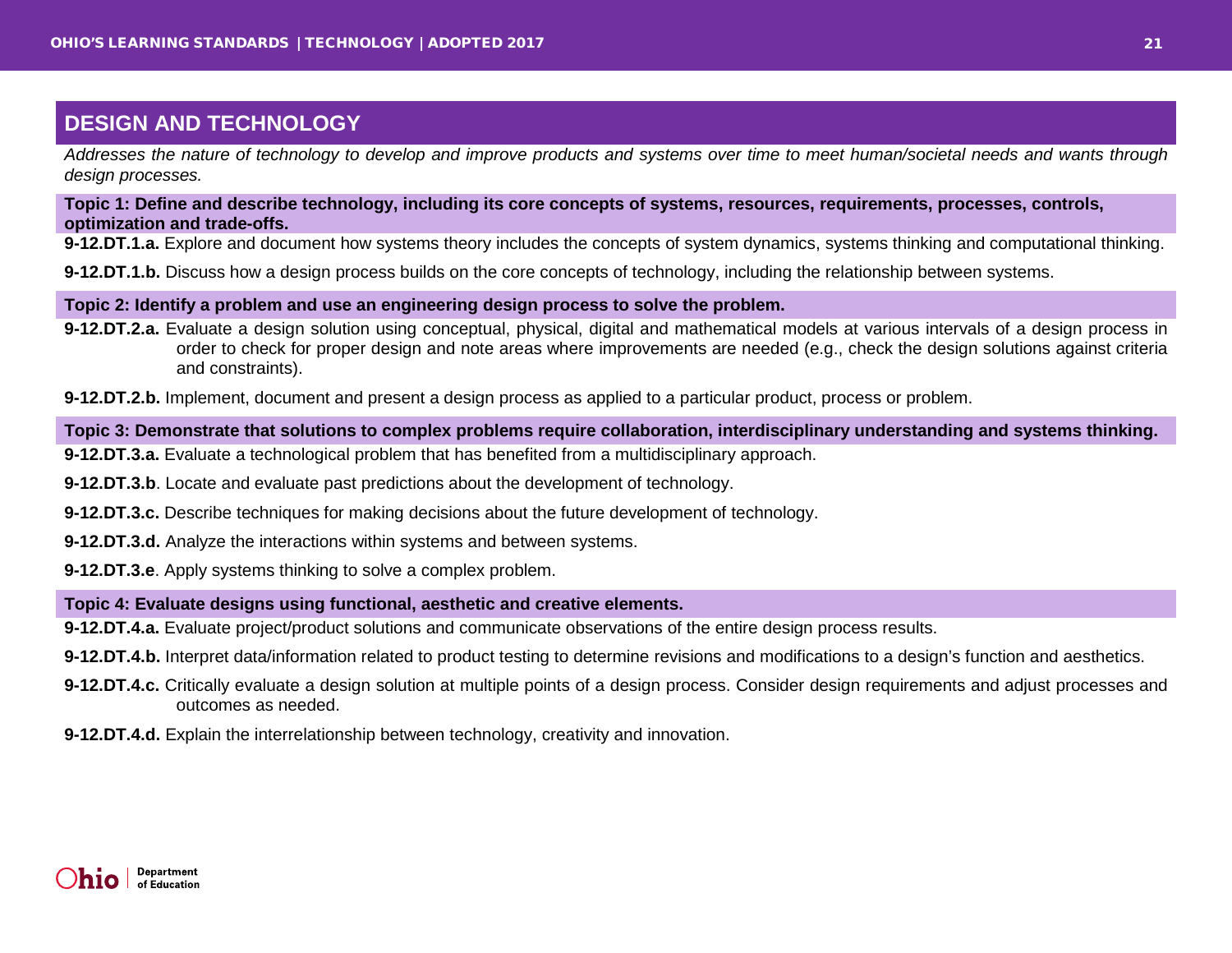## DESIGN AND TECHNOLOGY

*Addresses the nature of technology to develop and improve products and systems over time to meet human/societal needs and wants through design processes.*

**Topic 1: Define and describe technology, including its core concepts of systems, resources, requirements, processes, controls, optimization and trade-offs.**

**9-12.DT.1.a.** Explore and document how systems theory includes the concepts of system dynamics, systems thinking and computational thinking.

**9-12.DT.1.b.** Discuss how a design process builds on the core concepts of technology, including the relationship between systems.

**Topic 2: Identify a problem and use an engineering design process to solve the problem.**

**9-12.DT.2.a.** Evaluate a design solution using conceptual, physical, digital and mathematical models at various intervals of a design process in order to check for proper design and note areas where improvements are needed (e.g., check the design solutions against criteria and constraints).

**9-12.DT.2.b.** Implement, document and present a design process as applied to a particular product, process or problem.

**Topic 3: Demonstrate that solutions to complex problems require collaboration, interdisciplinary understanding and systems thinking.**

**9-12.DT.3.a.** Evaluate a technological problem that has benefited from a multidisciplinary approach.

**9-12.DT.3.b**. Locate and evaluate past predictions about the development of technology.

**9-12.DT.3.c.** Describe techniques for making decisions about the future development of technology.

**9-12.DT.3.d.** Analyze the interactions within systems and between systems.

**9-12.DT.3.e**. Apply systems thinking to solve a complex problem.

**Topic 4: Evaluate designs using functional, aesthetic and creative elements.**

**9-12.DT.4.a.** Evaluate project/product solutions and communicate observations of the entire design process results.

**9-12.DT.4.b.** Interpret data/information related to product testing to determine revisions and modifications to a design's function and aesthetics.

**9-12.DT.4.c.** Critically evaluate a design solution at multiple points of a design process. Consider design requirements and adjust processes and outcomes as needed.

**9-12.DT.4.d.** Explain the interrelationship between technology, creativity and innovation.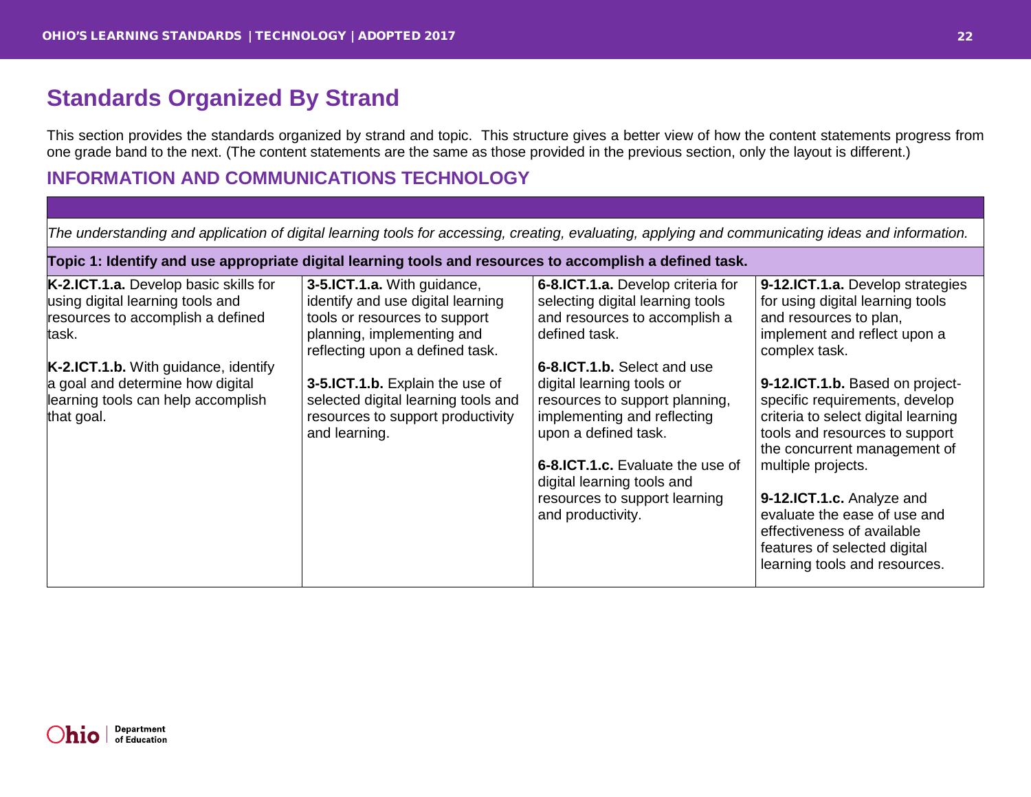## Standards Organized By Strand

This section provides the standards organized by strand and topic. This structure gives a better view of how the content statements progress from one grade band to the next. (The content statements are the same as those provided in the previous section, only the layout is different.)

### INFORMATION AND COMMUNICATIONS TECHNOLOGY

*The understanding and application of digital learning tools for accessing, creating, evaluating, applying and communicating ideas and information.*

| Topic 1: Identify and use appropriate digital learning tools and resources to accomplish a defined task. | | | |
|---|---|---|---|
| **K-2.ICT.1.a.** Develop basic skills for using digital learning tools and resources to accomplish a defined task.<br><br>**K-2.ICT.1.b.** With guidance, identify a goal and determine how digital learning tools can help accomplish that goal. | **3-5.ICT.1.a.** With guidance, identify and use digital learning tools or resources to support planning, implementing and reflecting upon a defined task.<br><br>**3-5.ICT.1.b.** Explain the use of selected digital learning tools and resources to support productivity and learning. | **6-8.ICT.1.a.** Develop criteria for selecting digital learning tools and resources to accomplish a defined task.<br><br>**6-8.ICT.1.b.** Select and use digital learning tools or resources to support planning, implementing and reflecting upon a defined task.<br><br>**6-8.ICT.1.c.** Evaluate the use of digital learning tools and resources to support learning and productivity. | **9-12.ICT.1.a.** Develop strategies for using digital learning tools and resources to plan, implement and reflect upon a complex task.<br><br>**9-12.ICT.1.b.** Based on project-specific requirements, develop criteria to select digital learning tools and resources to support the concurrent management of multiple projects.<br><br>**9-12.ICT.1.c.** Analyze and evaluate the ease of use and effectiveness of available features of selected digital learning tools and resources. |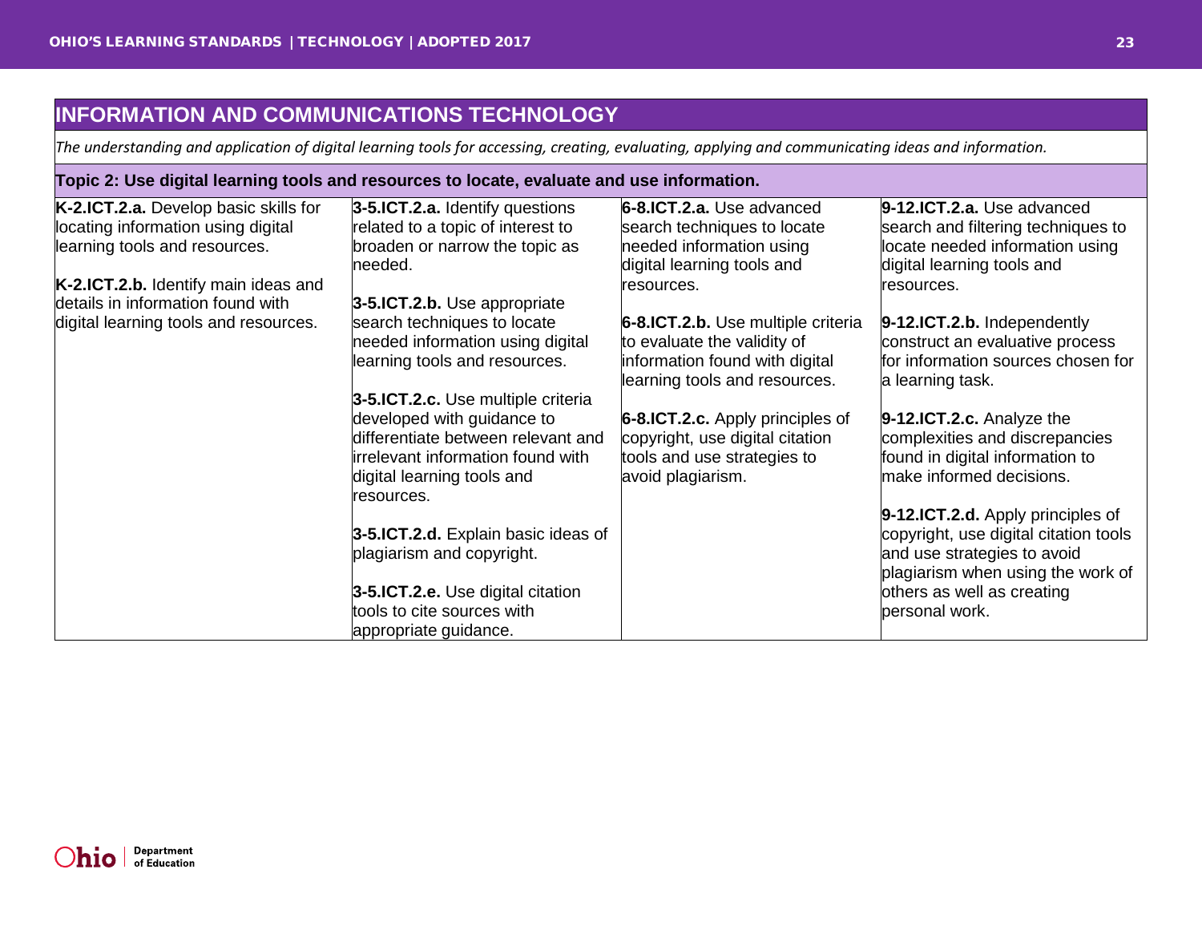## INFORMATION AND COMMUNICATIONS TECHNOLOGY

*The understanding and application of digital learning tools for accessing, creating, evaluating, applying and communicating ideas and information.*

### Topic 2: Use digital learning tools and resources to locate, evaluate and use information.

| K-2 | 3-5 | 6-8 | 9-12 |
|---|---|---|---|
| **K-2.ICT.2.a.** Develop basic skills for locating information using digital learning tools and resources.<br><br>**K-2.ICT.2.b.** Identify main ideas and details in information found with digital learning tools and resources. | **3-5.ICT.2.a.** Identify questions related to a topic of interest to broaden or narrow the topic as needed.<br><br>**3-5.ICT.2.b.** Use appropriate search techniques to locate needed information using digital learning tools and resources.<br><br>**3-5.ICT.2.c.** Use multiple criteria developed with guidance to differentiate between relevant and irrelevant information found with digital learning tools and resources.<br><br>**3-5.ICT.2.d.** Explain basic ideas of plagiarism and copyright.<br><br>**3-5.ICT.2.e.** Use digital citation tools to cite sources with appropriate guidance. | **6-8.ICT.2.a.** Use advanced search techniques to locate needed information using digital learning tools and resources.<br><br>**6-8.ICT.2.b.** Use multiple criteria to evaluate the validity of information found with digital learning tools and resources.<br><br>**6-8.ICT.2.c.** Apply principles of copyright, use digital citation tools and use strategies to avoid plagiarism. | **9-12.ICT.2.a.** Use advanced search and filtering techniques to locate needed information using digital learning tools and resources.<br><br>**9-12.ICT.2.b.** Independently construct an evaluative process for information sources chosen for a learning task.<br><br>**9-12.ICT.2.c.** Analyze the complexities and discrepancies found in digital information to make informed decisions.<br><br>**9-12.ICT.2.d.** Apply principles of copyright, use digital citation tools and use strategies to avoid plagiarism when using the work of others as well as creating personal work. |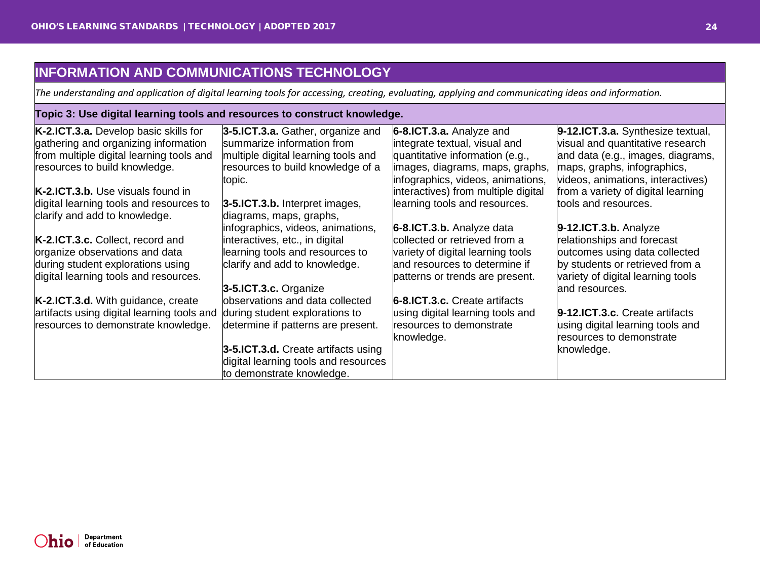## INFORMATION AND COMMUNICATIONS TECHNOLOGY

*The understanding and application of digital learning tools for accessing, creating, evaluating, applying and communicating ideas and information.*

### Topic 3: Use digital learning tools and resources to construct knowledge.

| K-2 | 3-5 | 6-8 | 9-12 |
|---|---|---|---|
| **K-2.ICT.3.a.** Develop basic skills for gathering and organizing information from multiple digital learning tools and resources to build knowledge.<br><br>**K-2.ICT.3.b.** Use visuals found in digital learning tools and resources to clarify and add to knowledge.<br><br>**K-2.ICT.3.c.** Collect, record and organize observations and data during student explorations using digital learning tools and resources.<br><br>**K-2.ICT.3.d.** With guidance, create artifacts using digital learning tools and resources to demonstrate knowledge. | **3-5.ICT.3.a.** Gather, organize and summarize information from multiple digital learning tools and resources to build knowledge of a topic.<br><br>**3-5.ICT.3.b.** Interpret images, diagrams, maps, graphs, infographics, videos, animations, interactives, etc., in digital learning tools and resources to clarify and add to knowledge.<br><br>**3-5.ICT.3.c.** Organize observations and data collected during student explorations to determine if patterns are present.<br><br>**3-5.ICT.3.d.** Create artifacts using digital learning tools and resources to demonstrate knowledge. | **6-8.ICT.3.a.** Analyze and integrate textual, visual and quantitative information (e.g., images, diagrams, maps, graphs, infographics, videos, animations, interactives) from multiple digital learning tools and resources.<br><br>**6-8.ICT.3.b.** Analyze data collected or retrieved from a variety of digital learning tools and resources to determine if patterns or trends are present.<br><br>**6-8.ICT.3.c.** Create artifacts using digital learning tools and resources to demonstrate knowledge. | **9-12.ICT.3.a.** Synthesize textual, visual and quantitative research and data (e.g., images, diagrams, maps, graphs, infographics, videos, animations, interactives) from a variety of digital learning tools and resources.<br><br>**9-12.ICT.3.b.** Analyze relationships and forecast outcomes using data collected by students or retrieved from a variety of digital learning tools and resources.<br><br>**9-12.ICT.3.c.** Create artifacts using digital learning tools and resources to demonstrate knowledge. |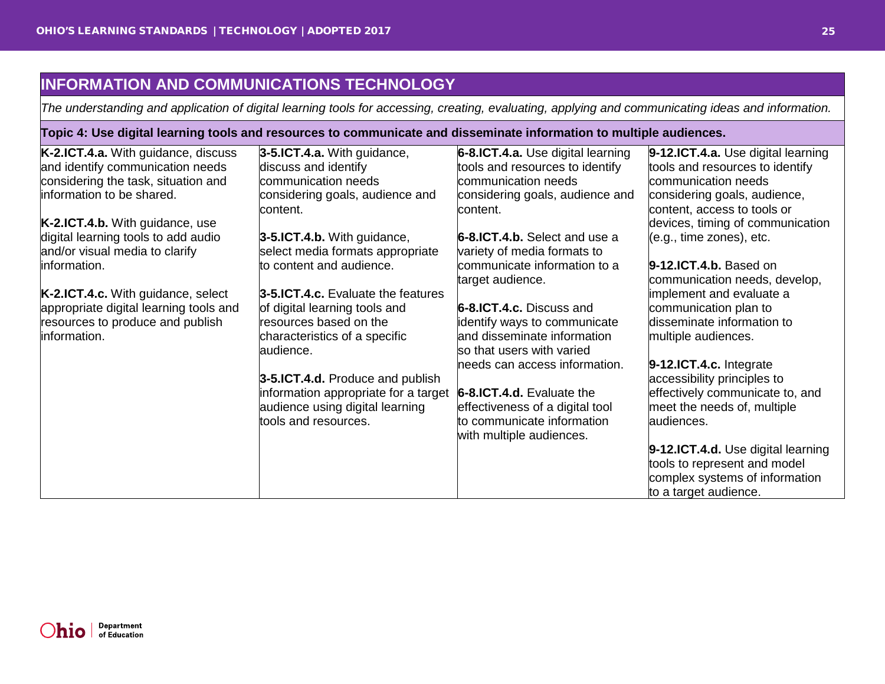## INFORMATION AND COMMUNICATIONS TECHNOLOGY

*The understanding and application of digital learning tools for accessing, creating, evaluating, applying and communicating ideas and information.*

**Topic 4: Use digital learning tools and resources to communicate and disseminate information to multiple audiences.**

| K-2 | 3-5 | 6-8 | 9-12 |
|---|---|---|---|
| **K-2.ICT.4.a.** With guidance, discuss and identify communication needs considering the task, situation and information to be shared.<br><br>**K-2.ICT.4.b.** With guidance, use digital learning tools to add audio and/or visual media to clarify information.<br><br>**K-2.ICT.4.c.** With guidance, select appropriate digital learning tools and resources to produce and publish information. | **3-5.ICT.4.a.** With guidance, discuss and identify communication needs considering goals, audience and content.<br><br>**3-5.ICT.4.b.** With guidance, select media formats appropriate to content and audience.<br><br>**3-5.ICT.4.c.** Evaluate the features of digital learning tools and resources based on the characteristics of a specific audience.<br><br>**3-5.ICT.4.d.** Produce and publish information appropriate for a target audience using digital learning tools and resources. | **6-8.ICT.4.a.** Use digital learning tools and resources to identify communication needs considering goals, audience and content.<br><br>**6-8.ICT.4.b.** Select and use a variety of media formats to communicate information to a target audience.<br><br>**6-8.ICT.4.c.** Discuss and identify ways to communicate and disseminate information so that users with varied needs can access information.<br><br>**6-8.ICT.4.d.** Evaluate the effectiveness of a digital tool to communicate information with multiple audiences. | **9-12.ICT.4.a.** Use digital learning tools and resources to identify communication needs considering goals, audience, content, access to tools or devices, timing of communication (e.g., time zones), etc.<br><br>**9-12.ICT.4.b.** Based on communication needs, develop, implement and evaluate a communication plan to disseminate information to multiple audiences.<br><br>**9-12.ICT.4.c.** Integrate accessibility principles to effectively communicate to, and meet the needs of, multiple audiences.<br><br>**9-12.ICT.4.d.** Use digital learning tools to represent and model complex systems of information to a target audience. |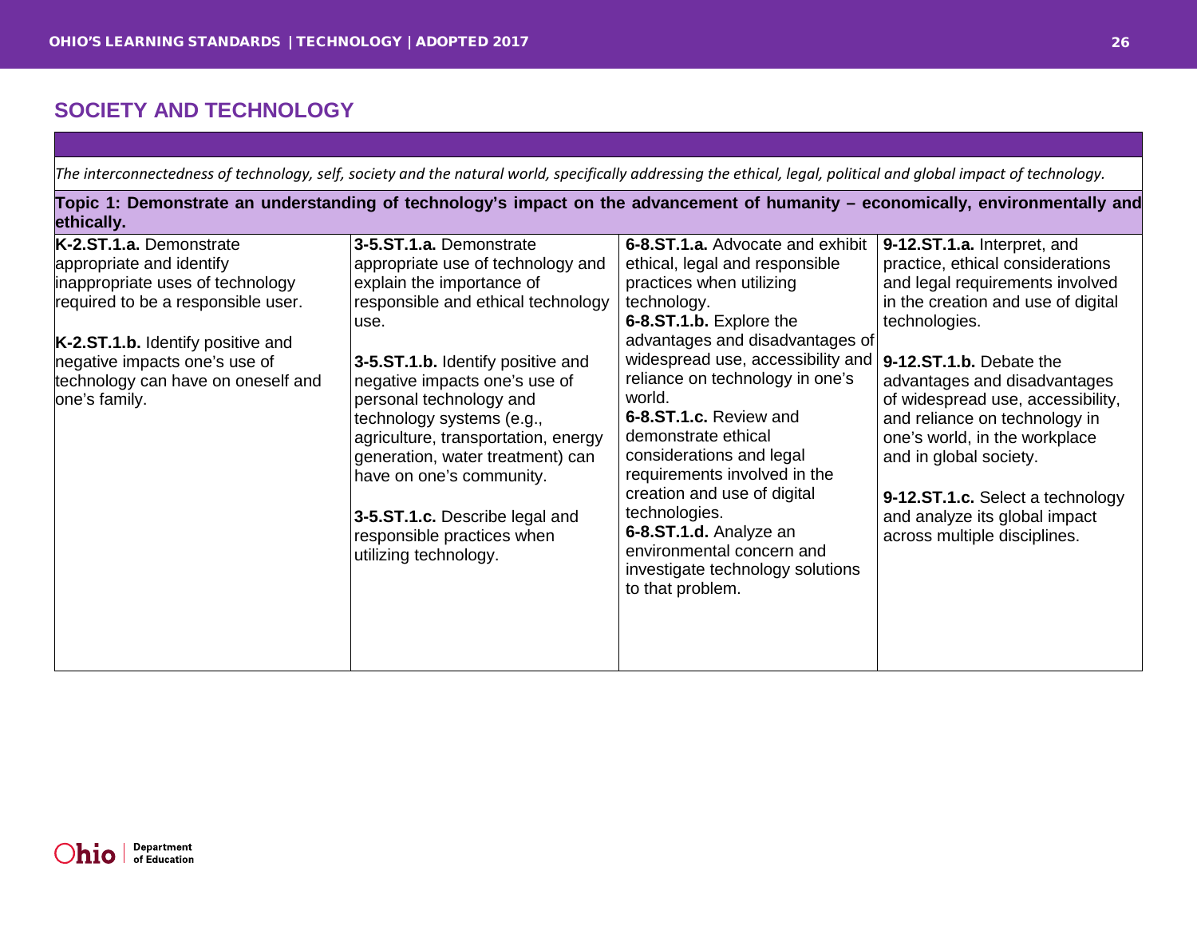## SOCIETY AND TECHNOLOGY

*The interconnectedness of technology, self, society and the natural world, specifically addressing the ethical, legal, political and global impact of technology.*

**Topic 1: Demonstrate an understanding of technology's impact on the advancement of humanity – economically, environmentally and ethically.**

| K-2 | 3-5 | 6-8 | 9-12 |
|---|---|---|---|
| **K-2.ST.1.a.** Demonstrate appropriate and identify inappropriate uses of technology required to be a responsible user.<br><br>**K-2.ST.1.b.** Identify positive and negative impacts one's use of technology can have on oneself and one's family. | **3-5.ST.1.a.** Demonstrate appropriate use of technology and explain the importance of responsible and ethical technology use.<br><br>**3-5.ST.1.b.** Identify positive and negative impacts one's use of personal technology and technology systems (e.g., agriculture, transportation, energy generation, water treatment) can have on one's community.<br><br>**3-5.ST.1.c.** Describe legal and responsible practices when utilizing technology. | **6-8.ST.1.a.** Advocate and exhibit ethical, legal and responsible practices when utilizing technology.<br>**6-8.ST.1.b.** Explore the advantages and disadvantages of widespread use, accessibility and reliance on technology in one's world.<br>**6-8.ST.1.c.** Review and demonstrate ethical considerations and legal requirements involved in the creation and use of digital technologies.<br>**6-8.ST.1.d.** Analyze an environmental concern and investigate technology solutions to that problem. | **9-12.ST.1.a.** Interpret, and practice, ethical considerations and legal requirements involved in the creation and use of digital technologies.<br><br>**9-12.ST.1.b.** Debate the advantages and disadvantages of widespread use, accessibility, and reliance on technology in one's world, in the workplace and in global society.<br><br>**9-12.ST.1.c.** Select a technology and analyze its global impact across multiple disciplines. |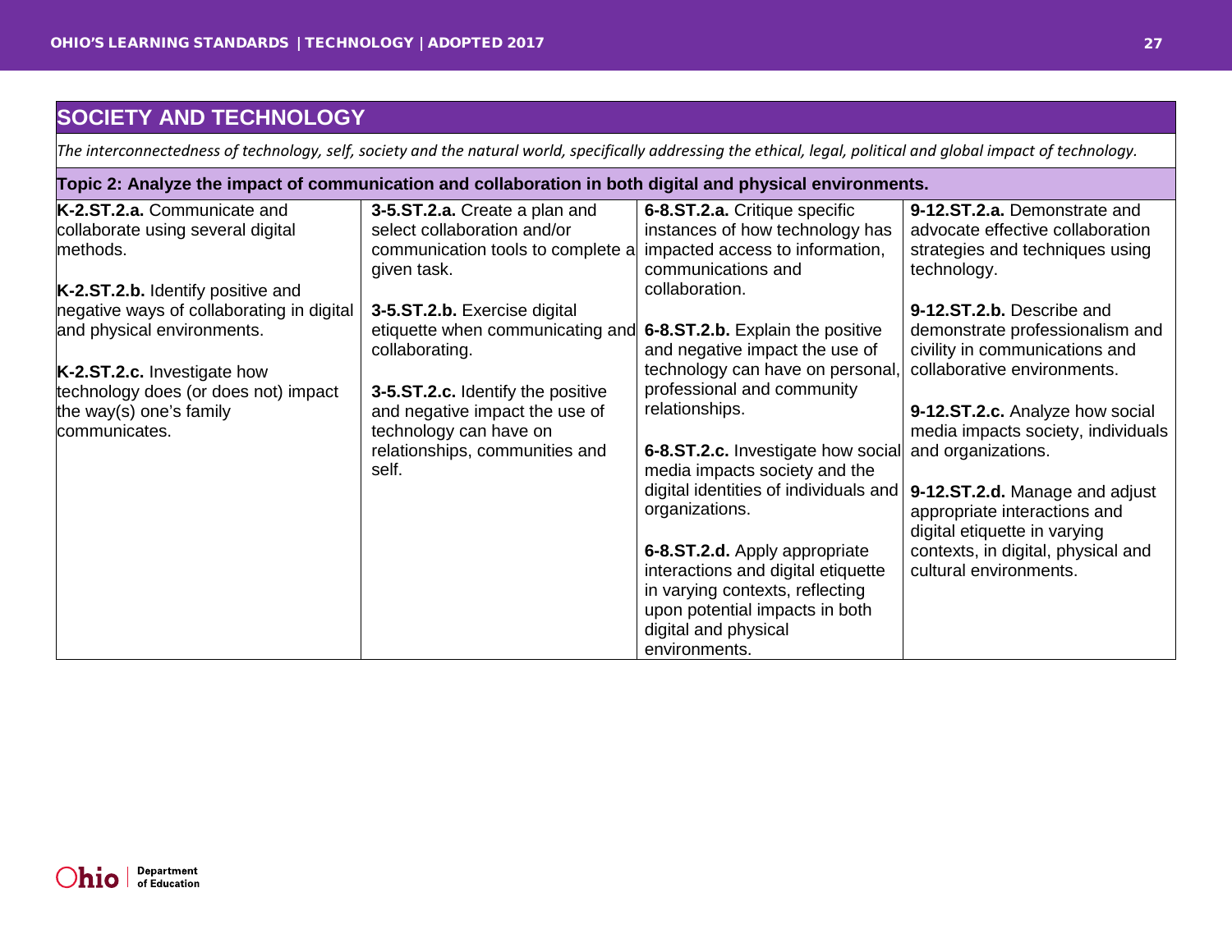## SOCIETY AND TECHNOLOGY

*The interconnectedness of technology, self, society and the natural world, specifically addressing the ethical, legal, political and global impact of technology.*

| Topic 2: Analyze the impact of communication and collaboration in both digital and physical environments. | | | |
|---|---|---|---|
| **K-2.ST.2.a.** Communicate and collaborate using several digital methods.<br><br>**K-2.ST.2.b.** Identify positive and negative ways of collaborating in digital and physical environments.<br><br>**K-2.ST.2.c.** Investigate how technology does (or does not) impact the way(s) one's family communicates. | **3-5.ST.2.a.** Create a plan and select collaboration and/or communication tools to complete a given task.<br><br>**3-5.ST.2.b.** Exercise digital etiquette when communicating and collaborating.<br><br>**3-5.ST.2.c.** Identify the positive and negative impact the use of technology can have on relationships, communities and self. | **6-8.ST.2.a.** Critique specific instances of how technology has impacted access to information, communications and collaboration.<br><br>**6-8.ST.2.b.** Explain the positive and negative impact the use of technology can have on personal, professional and community relationships.<br><br>**6-8.ST.2.c.** Investigate how social media impacts society and the digital identities of individuals and organizations.<br><br>**6-8.ST.2.d.** Apply appropriate interactions and digital etiquette in varying contexts, reflecting upon potential impacts in both digital and physical environments. | **9-12.ST.2.a.** Demonstrate and advocate effective collaboration strategies and techniques using technology.<br><br>**9-12.ST.2.b.** Describe and demonstrate professionalism and civility in communications and collaborative environments.<br><br>**9-12.ST.2.c.** Analyze how social media impacts society, individuals and organizations.<br><br>**9-12.ST.2.d.** Manage and adjust appropriate interactions and digital etiquette in varying contexts, in digital, physical and cultural environments. |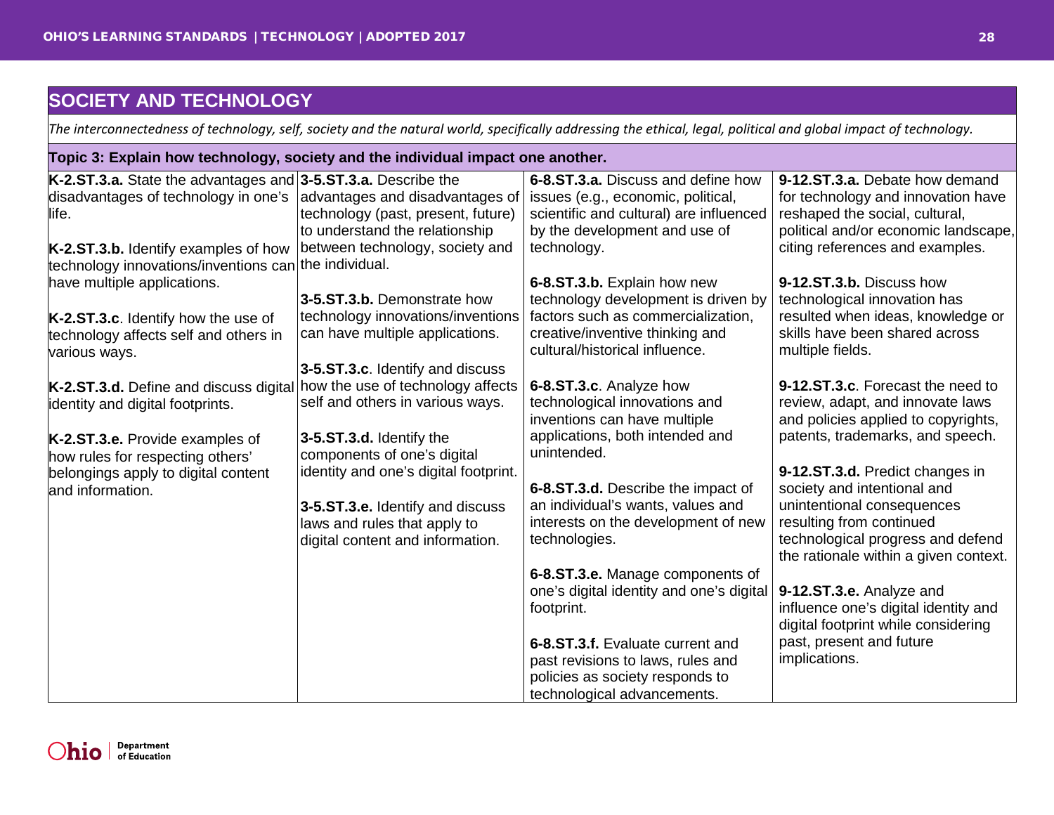## SOCIETY AND TECHNOLOGY

*The interconnectedness of technology, self, society and the natural world, specifically addressing the ethical, legal, political and global impact of technology.*

### Topic 3: Explain how technology, society and the individual impact one another.

| K-2 | 3-5 | 6-8 | 9-12 |
|---|---|---|---|
| **K-2.ST.3.a.** State the advantages and disadvantages of technology in one's life.<br><br>**K-2.ST.3.b.** Identify examples of how technology innovations/inventions can have multiple applications.<br><br>**K-2.ST.3.c**. Identify how the use of technology affects self and others in various ways.<br><br>**K-2.ST.3.d.** Define and discuss digital identity and digital footprints.<br><br>**K-2.ST.3.e.** Provide examples of how rules for respecting others' belongings apply to digital content and information. | **3-5.ST.3.a.** Describe the advantages and disadvantages of technology (past, present, future) to understand the relationship between technology, society and the individual.<br><br>**3-5.ST.3.b.** Demonstrate how technology innovations/inventions can have multiple applications.<br><br>**3-5.ST.3.c**. Identify and discuss how the use of technology affects self and others in various ways.<br><br>**3-5.ST.3.d.** Identify the components of one's digital identity and one's digital footprint.<br><br>**3-5.ST.3.e.** Identify and discuss laws and rules that apply to digital content and information. | **6-8.ST.3.a.** Discuss and define how issues (e.g., economic, political, scientific and cultural) are influenced by the development and use of technology.<br><br>**6-8.ST.3.b.** Explain how new technology development is driven by factors such as commercialization, creative/inventive thinking and cultural/historical influence.<br><br>**6-8.ST.3.c**. Analyze how technological innovations and inventions can have multiple applications, both intended and unintended.<br><br>**6-8.ST.3.d.** Describe the impact of an individual's wants, values and interests on the development of new technologies.<br><br>**6-8.ST.3.e.** Manage components of one's digital identity and one's digital footprint.<br><br>**6-8.ST.3.f.** Evaluate current and past revisions to laws, rules and policies as society responds to technological advancements. | **9-12.ST.3.a.** Debate how demand for technology and innovation have reshaped the social, cultural, political and/or economic landscape, citing references and examples.<br><br>**9-12.ST.3.b.** Discuss how technological innovation has resulted when ideas, knowledge or skills have been shared across multiple fields.<br><br>**9-12.ST.3.c**. Forecast the need to review, adapt, and innovate laws and policies applied to copyrights, patents, trademarks, and speech.<br><br>**9-12.ST.3.d.** Predict changes in society and intentional and unintentional consequences resulting from continued technological progress and defend the rationale within a given context.<br><br>**9-12.ST.3.e.** Analyze and influence one's digital identity and digital footprint while considering past, present and future implications. |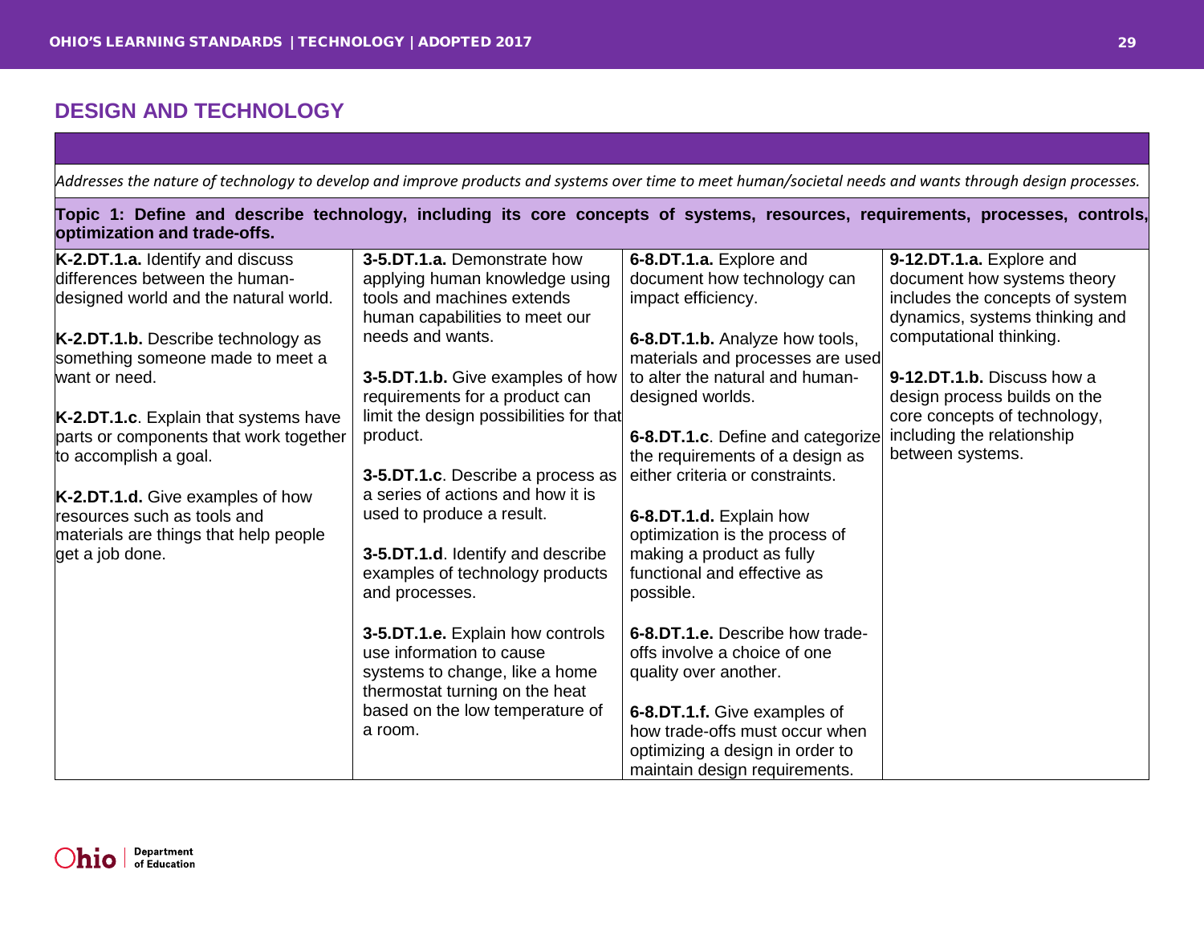## DESIGN AND TECHNOLOGY

*Addresses the nature of technology to develop and improve products and systems over time to meet human/societal needs and wants through design processes.*

**Topic 1: Define and describe technology, including its core concepts of systems, resources, requirements, processes, controls, optimization and trade-offs.**

| K-2 | 3-5 | 6-8 | 9-12 |
|---|---|---|---|
| **K-2.DT.1.a.** Identify and discuss differences between the human-designed world and the natural world.<br><br>**K-2.DT.1.b.** Describe technology as something someone made to meet a want or need.<br><br>**K-2.DT.1.c**. Explain that systems have parts or components that work together to accomplish a goal.<br><br>**K-2.DT.1.d.** Give examples of how resources such as tools and materials are things that help people get a job done. | **3-5.DT.1.a.** Demonstrate how applying human knowledge using tools and machines extends human capabilities to meet our needs and wants.<br><br>**3-5.DT.1.b.** Give examples of how requirements for a product can limit the design possibilities for that product.<br><br>**3-5.DT.1.c**. Describe a process as a series of actions and how it is used to produce a result.<br><br>**3-5.DT.1.d**. Identify and describe examples of technology products and processes.<br><br>**3-5.DT.1.e.** Explain how controls use information to cause systems to change, like a home thermostat turning on the heat based on the low temperature of a room. | **6-8.DT.1.a.** Explore and document how technology can impact efficiency.<br><br>**6-8.DT.1.b.** Analyze how tools, materials and processes are used to alter the natural and human-designed worlds.<br><br>**6-8.DT.1.c**. Define and categorize the requirements of a design as either criteria or constraints.<br><br>**6-8.DT.1.d.** Explain how optimization is the process of making a product as fully functional and effective as possible.<br><br>**6-8.DT.1.e.** Describe how trade-offs involve a choice of one quality over another.<br><br>**6-8.DT.1.f.** Give examples of how trade-offs must occur when optimizing a design in order to maintain design requirements. | **9-12.DT.1.a.** Explore and document how systems theory includes the concepts of system dynamics, systems thinking and computational thinking.<br><br>**9-12.DT.1.b.** Discuss how a design process builds on the core concepts of technology, including the relationship between systems. |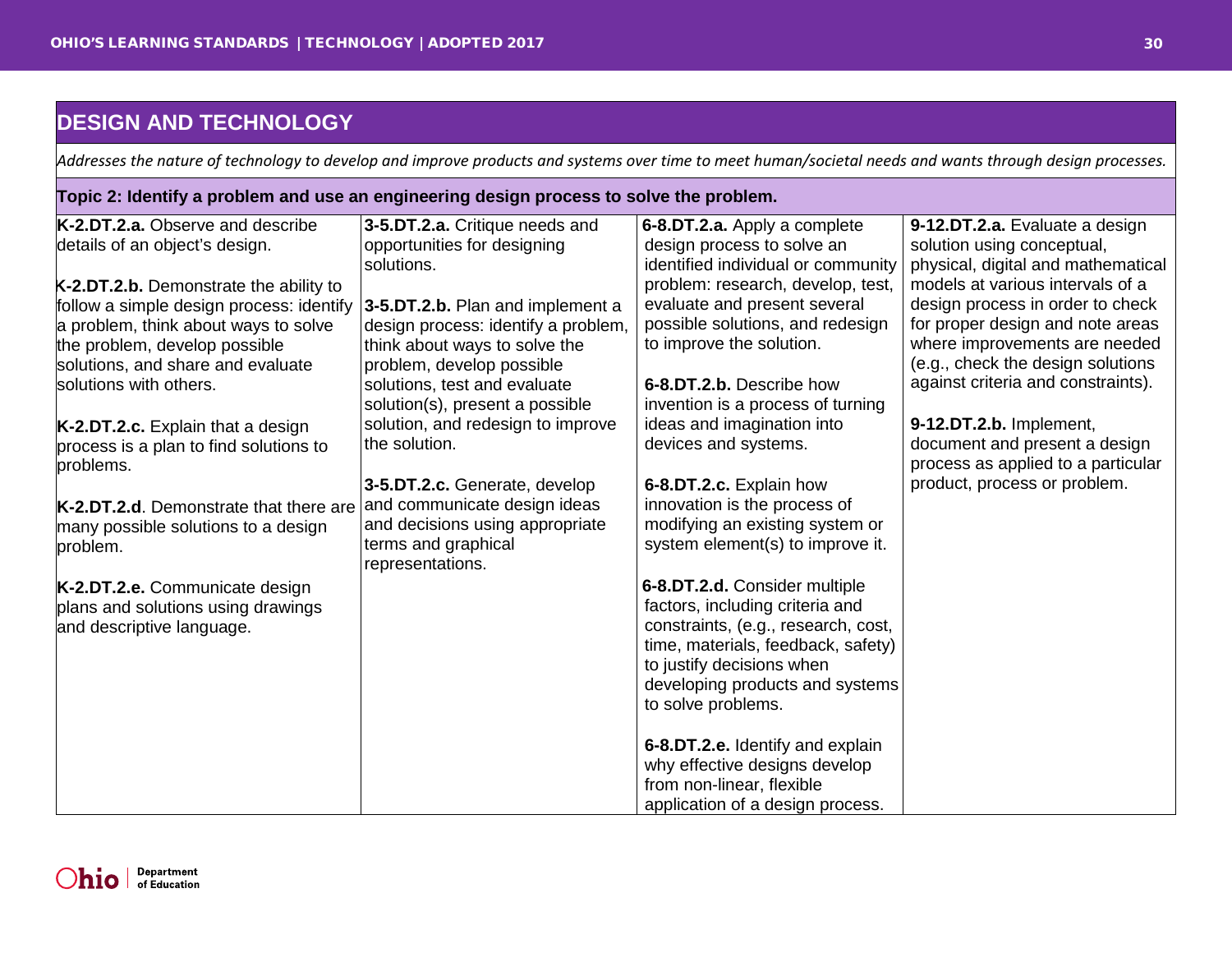## DESIGN AND TECHNOLOGY

*Addresses the nature of technology to develop and improve products and systems over time to meet human/societal needs and wants through design processes.*

**Topic 2: Identify a problem and use an engineering design process to solve the problem.**

| K-2 | 3-5 | 6-8 | 9-12 |
|---|---|---|---|
| **K-2.DT.2.a.** Observe and describe details of an object's design.<br><br>**K-2.DT.2.b.** Demonstrate the ability to follow a simple design process: identify a problem, think about ways to solve the problem, develop possible solutions, and share and evaluate solutions with others.<br><br>**K-2.DT.2.c.** Explain that a design process is a plan to find solutions to problems.<br><br>**K-2.DT.2.d**. Demonstrate that there are many possible solutions to a design problem.<br><br>**K-2.DT.2.e.** Communicate design plans and solutions using drawings and descriptive language. | **3-5.DT.2.a.** Critique needs and opportunities for designing solutions.<br><br>**3-5.DT.2.b.** Plan and implement a design process: identify a problem, think about ways to solve the problem, develop possible solutions, test and evaluate solution(s), present a possible solution, and redesign to improve the solution.<br><br>**3-5.DT.2.c.** Generate, develop and communicate design ideas and decisions using appropriate terms and graphical representations. | **6-8.DT.2.a.** Apply a complete design process to solve an identified individual or community problem: research, develop, test, evaluate and present several possible solutions, and redesign to improve the solution.<br><br>**6-8.DT.2.b.** Describe how invention is a process of turning ideas and imagination into devices and systems.<br><br>**6-8.DT.2.c.** Explain how innovation is the process of modifying an existing system or system element(s) to improve it.<br><br>**6-8.DT.2.d.** Consider multiple factors, including criteria and constraints, (e.g., research, cost, time, materials, feedback, safety) to justify decisions when developing products and systems to solve problems.<br><br>**6-8.DT.2.e.** Identify and explain why effective designs develop from non-linear, flexible application of a design process. | **9-12.DT.2.a.** Evaluate a design solution using conceptual, physical, digital and mathematical models at various intervals of a design process in order to check for proper design and note areas where improvements are needed (e.g., check the design solutions against criteria and constraints).<br><br>**9-12.DT.2.b.** Implement, document and present a design process as applied to a particular product, process or problem. |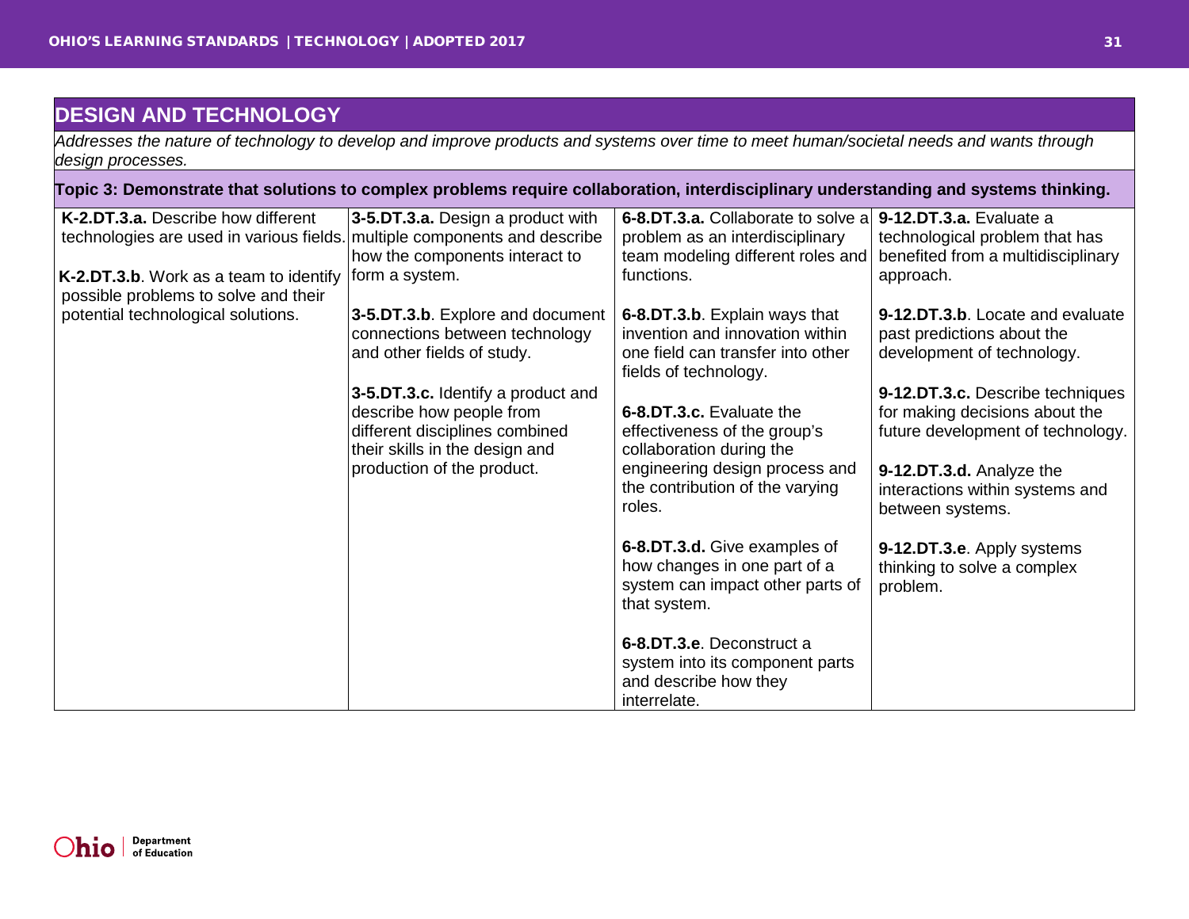## DESIGN AND TECHNOLOGY

*Addresses the nature of technology to develop and improve products and systems over time to meet human/societal needs and wants through design processes.*

**Topic 3: Demonstrate that solutions to complex problems require collaboration, interdisciplinary understanding and systems thinking.**

| K-2 | 3-5 | 6-8 | 9-12 |
|---|---|---|---|
| **K-2.DT.3.a.** Describe how different technologies are used in various fields.<br><br>**K-2.DT.3.b**. Work as a team to identify possible problems to solve and their potential technological solutions. | **3-5.DT.3.a.** Design a product with multiple components and describe how the components interact to form a system.<br><br>**3-5.DT.3.b**. Explore and document connections between technology and other fields of study.<br><br>**3-5.DT.3.c.** Identify a product and describe how people from different disciplines combined their skills in the design and production of the product. | **6-8.DT.3.a.** Collaborate to solve a problem as an interdisciplinary team modeling different roles and functions.<br><br>**6-8.DT.3.b**. Explain ways that invention and innovation within one field can transfer into other fields of technology.<br><br>**6-8.DT.3.c.** Evaluate the effectiveness of the group's collaboration during the engineering design process and the contribution of the varying roles.<br><br>**6-8.DT.3.d.** Give examples of how changes in one part of a system can impact other parts of that system.<br><br>**6-8.DT.3.e**. Deconstruct a system into its component parts and describe how they interrelate. | **9-12.DT.3.a.** Evaluate a technological problem that has benefited from a multidisciplinary approach.<br><br>**9-12.DT.3.b**. Locate and evaluate past predictions about the development of technology.<br><br>**9-12.DT.3.c.** Describe techniques for making decisions about the future development of technology.<br><br>**9-12.DT.3.d.** Analyze the interactions within systems and between systems.<br><br>**9-12.DT.3.e**. Apply systems thinking to solve a complex problem. |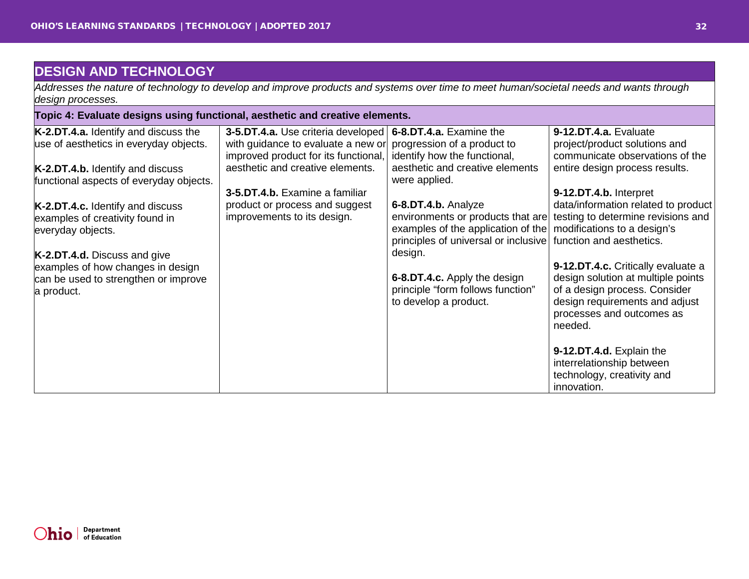## DESIGN AND TECHNOLOGY

*Addresses the nature of technology to develop and improve products and systems over time to meet human/societal needs and wants through design processes.*

### Topic 4: Evaluate designs using functional, aesthetic and creative elements.

| K-2 | 3-5 | 6-8 | 9-12 |
|---|---|---|---|
| **K-2.DT.4.a.** Identify and discuss the use of aesthetics in everyday objects.<br><br>**K-2.DT.4.b.** Identify and discuss functional aspects of everyday objects.<br><br>**K-2.DT.4.c.** Identify and discuss examples of creativity found in everyday objects.<br><br>**K-2.DT.4.d.** Discuss and give examples of how changes in design can be used to strengthen or improve a product. | **3-5.DT.4.a.** Use criteria developed with guidance to evaluate a new or improved product for its functional, aesthetic and creative elements.<br><br>**3-5.DT.4.b.** Examine a familiar product or process and suggest improvements to its design. | **6-8.DT.4.a.** Examine the progression of a product to identify how the functional, aesthetic and creative elements were applied.<br><br>**6-8.DT.4.b.** Analyze environments or products that are examples of the application of the principles of universal or inclusive design.<br><br>**6-8.DT.4.c.** Apply the design principle "form follows function" to develop a product. | **9-12.DT.4.a.** Evaluate project/product solutions and communicate observations of the entire design process results.<br><br>**9-12.DT.4.b.** Interpret data/information related to product testing to determine revisions and modifications to a design's function and aesthetics.<br><br>**9-12.DT.4.c.** Critically evaluate a design solution at multiple points of a design process. Consider design requirements and adjust processes and outcomes as needed.<br><br>**9-12.DT.4.d.** Explain the interrelationship between technology, creativity and innovation. |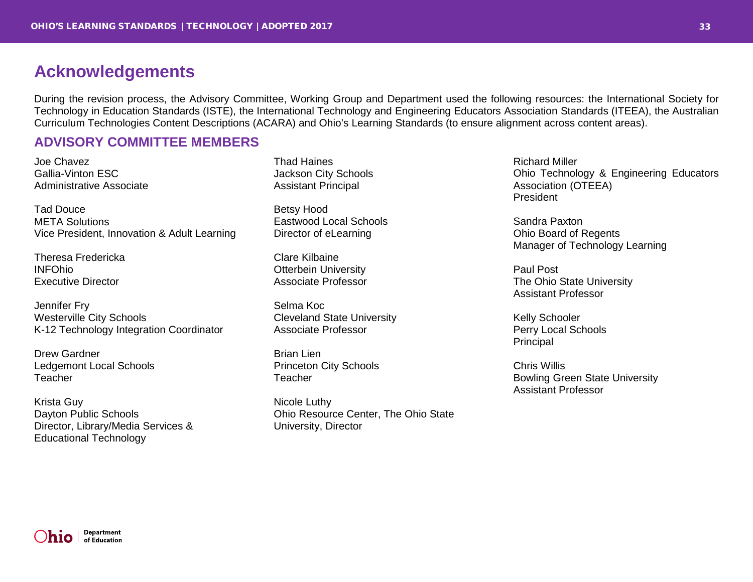# Acknowledgements

During the revision process, the Advisory Committee, Working Group and Department used the following resources: the International Society for Technology in Education Standards (ISTE), the International Technology and Engineering Educators Association Standards (ITEEA), the Australian Curriculum Technologies Content Descriptions (ACARA) and Ohio's Learning Standards (to ensure alignment across content areas).

## ADVISORY COMMITTEE MEMBERS

Joe Chavez  
Gallia-Vinton ESC  
Administrative Associate

Tad Douce  
META Solutions  
Vice President, Innovation & Adult Learning

Theresa Fredericka  
INFOhio  
Executive Director

Jennifer Fry  
Westerville City Schools  
K-12 Technology Integration Coordinator

Drew Gardner  
Ledgemont Local Schools  
Teacher

Krista Guy  
Dayton Public Schools  
Director, Library/Media Services & Educational Technology

Thad Haines  
Jackson City Schools  
Assistant Principal

Betsy Hood  
Eastwood Local Schools  
Director of eLearning

Clare Kilbaine  
Otterbein University  
Associate Professor

Selma Koc  
Cleveland State University  
Associate Professor

Brian Lien  
Princeton City Schools  
Teacher

Nicole Luthy  
Ohio Resource Center, The Ohio State University, Director

Richard Miller  
Ohio Technology & Engineering Educators Association (OTEEA)  
President

Sandra Paxton  
Ohio Board of Regents  
Manager of Technology Learning

Paul Post  
The Ohio State University  
Assistant Professor

Kelly Schooler  
Perry Local Schools  
Principal

Chris Willis  
Bowling Green State University  
Assistant Professor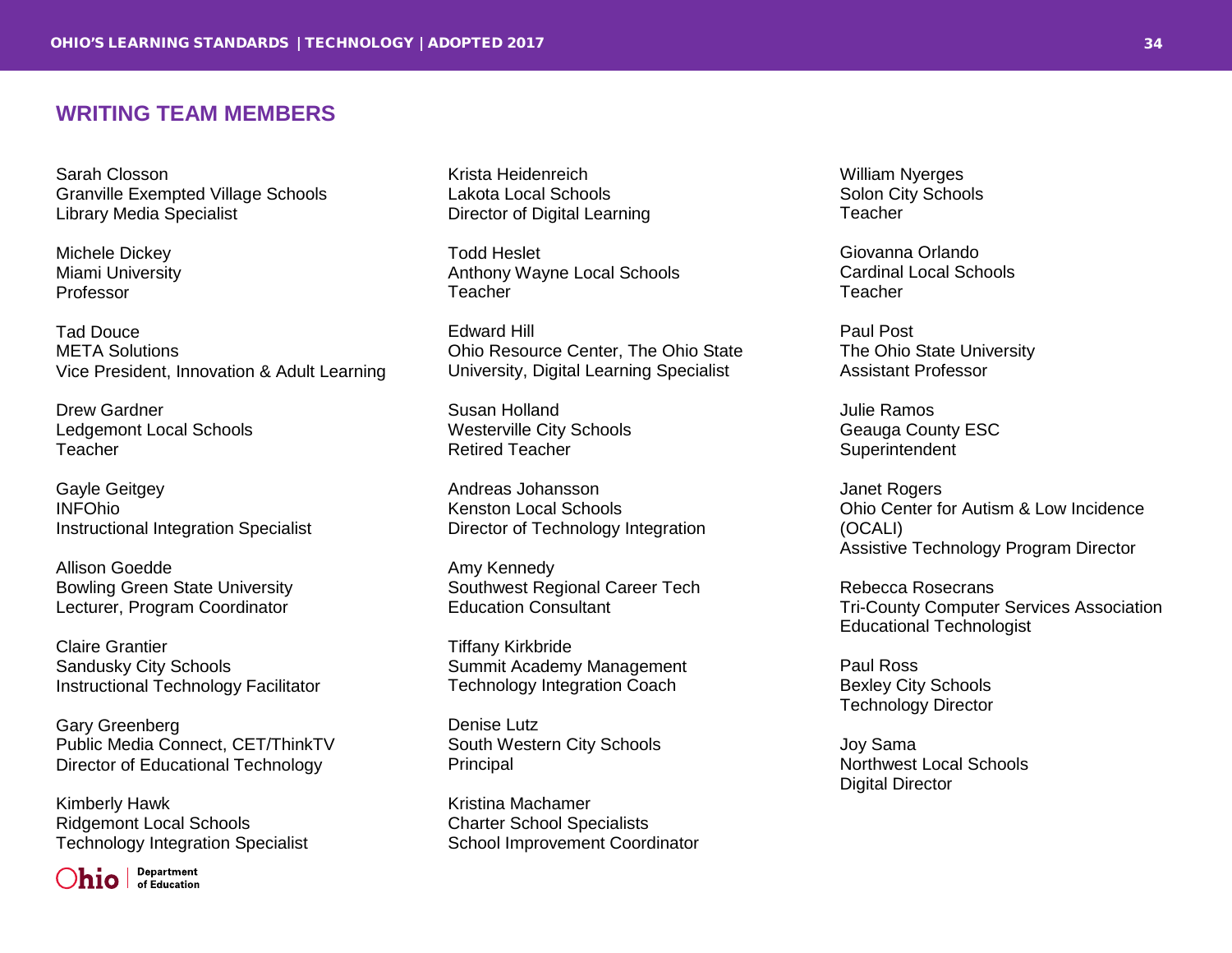## WRITING TEAM MEMBERS

Sarah Closson
Granville Exempted Village Schools
Library Media Specialist

Michele Dickey
Miami University
Professor

Tad Douce
META Solutions
Vice President, Innovation & Adult Learning

Drew Gardner
Ledgemont Local Schools
Teacher

Gayle Geitgey
INFOhio
Instructional Integration Specialist

Allison Goedde
Bowling Green State University
Lecturer, Program Coordinator

Claire Grantier
Sandusky City Schools
Instructional Technology Facilitator

Gary Greenberg
Public Media Connect, CET/ThinkTV
Director of Educational Technology

Kimberly Hawk
Ridgemont Local Schools
Technology Integration Specialist

Krista Heidenreich
Lakota Local Schools
Director of Digital Learning

Todd Heslet
Anthony Wayne Local Schools
Teacher

Edward Hill
Ohio Resource Center, The Ohio State University, Digital Learning Specialist

Susan Holland
Westerville City Schools
Retired Teacher

Andreas Johansson
Kenston Local Schools
Director of Technology Integration

Amy Kennedy
Southwest Regional Career Tech
Education Consultant

Tiffany Kirkbride
Summit Academy Management
Technology Integration Coach

Denise Lutz
South Western City Schools
Principal

Kristina Machamer
Charter School Specialists
School Improvement Coordinator

William Nyerges
Solon City Schools
Teacher

Giovanna Orlando
Cardinal Local Schools
Teacher

Paul Post
The Ohio State University
Assistant Professor

Julie Ramos
Geauga County ESC
Superintendent

Janet Rogers
Ohio Center for Autism & Low Incidence (OCALI)
Assistive Technology Program Director

Rebecca Rosecrans
Tri-County Computer Services Association
Educational Technologist

Paul Ross
Bexley City Schools
Technology Director

Joy Sama
Northwest Local Schools
Digital Director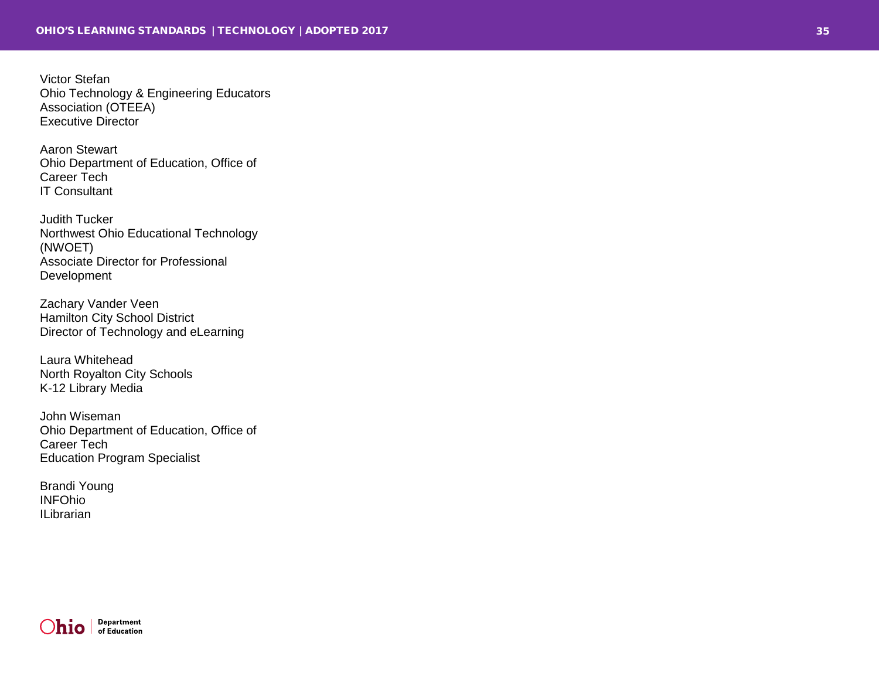Victor Stefan
Ohio Technology & Engineering Educators Association (OTEEA)
Executive Director

Aaron Stewart
Ohio Department of Education, Office of Career Tech
IT Consultant

Judith Tucker
Northwest Ohio Educational Technology (NWOET)
Associate Director for Professional Development

Zachary Vander Veen
Hamilton City School District
Director of Technology and eLearning

Laura Whitehead
North Royalton City Schools
K-12 Library Media

John Wiseman
Ohio Department of Education, Office of Career Tech
Education Program Specialist

Brandi Young
INFOhio
ILibrarian